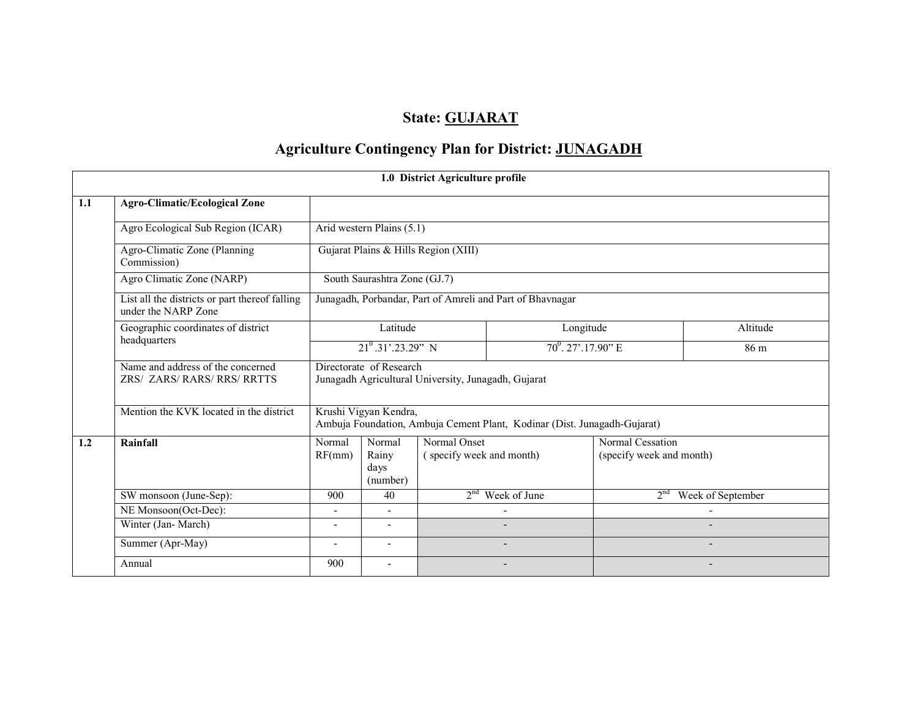# State: GUJARAT

## Agriculture Contingency Plan for District: JUNAGADH

| 1.0 District Agriculture profile | | | | | |
|---|---|---|---|---|---|
| **1.1** | **Agro-Climatic/Ecological Zone** | | | | |
| | Agro Ecological Sub Region (ICAR) | Arid western Plains (5.1) | | | |
| | Agro-Climatic Zone (Planning Commission) | Gujarat Plains & Hills Region (XIII) | | | |
| | Agro Climatic Zone (NARP) | South Saurashtra Zone (GJ.7) | | | |
| | List all the districts or part thereof falling under the NARP Zone | Junagadh, Porbandar, Part of Amreli and Part of Bhavnagar | | | |
| | Geographic coordinates of district headquarters | Latitude | | Longitude | Altitude |
| | | $21^0$.31'.23.29" N | | $70^0$. 27'.17.90" E | 86 m |
| | Name and address of the concerned ZRS/ ZARS/ RARS/ RRS/ RRTTS | Directorate of Research<br>Junagadh Agricultural University, Junagadh, Gujarat | | | |
| | Mention the KVK located in the district | Krushi Vigyan Kendra,<br>Ambuja Foundation, Ambuja Cement Plant, Kodinar (Dist. Junagadh-Gujarat) | | | |
| **1.2** | **Rainfall** | Normal RF(mm) | Normal Rainy days (number) | Normal Onset ( specify week and month) | Normal Cessation (specify week and month) |
| | SW monsoon (June-Sep): | 900 | 40 | 2nd Week of June | 2nd Week of September |
| | NE Monsoon(Oct-Dec): | - | - | - | - |
| | Winter (Jan- March) | - | - | - | - |
| | Summer (Apr-May) | - | - | - | - |
| | Annual | 900 | - | - | - |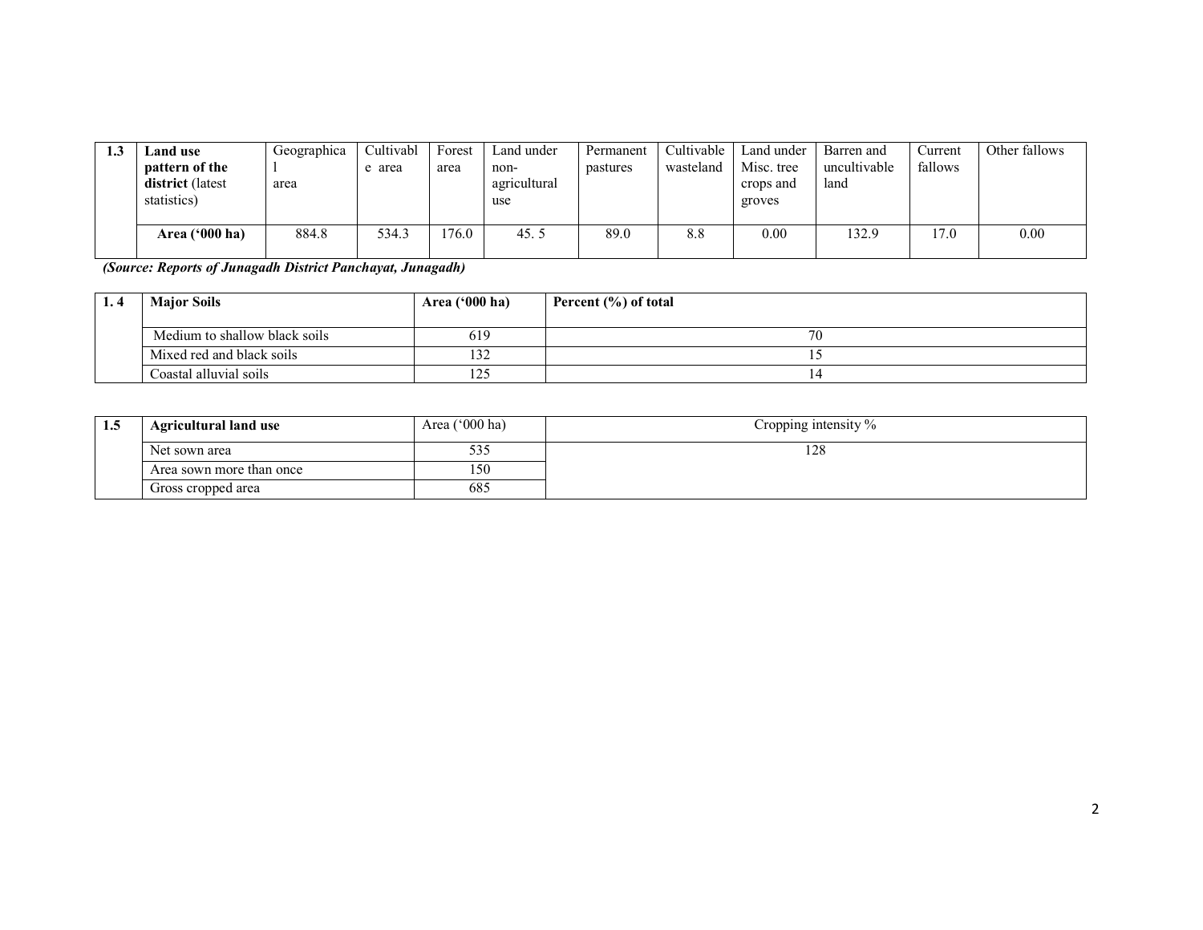| 1.3 | **Land use pattern of the district** (latest statistics) | Geographical area | Cultivable area | Forest area | Land under non-agricultural use | Permanent pastures | Cultivable wasteland | Land under Misc. tree crops and groves | Barren and uncultivable land | Current fallows | Other fallows |
|---|---|---|---|---|---|---|---|---|---|---|---|
| | **Area ('000 ha)** | 884.8 | 534.3 | 176.0 | 45. 5 | 89.0 | 8.8 | 0.00 | 132.9 | 17.0 | 0.00 |

***(Source: Reports of Junagadh District Panchayat, Junagadh)***

| 1. 4 | **Major Soils** | **Area ('000 ha)** | **Percent (%) of total** |
|---|---|---|---|
| | Medium to shallow black soils | 619 | 70 |
| | Mixed red and black soils | 132 | 15 |
| | Coastal alluvial soils | 125 | 14 |

| 1.5 | **Agricultural land use** | Area ('000 ha) | Cropping intensity % |
|---|---|---|---|
| | Net sown area | 535 | 128 |
| | Area sown more than once | 150 | |
| | Gross cropped area | 685 | |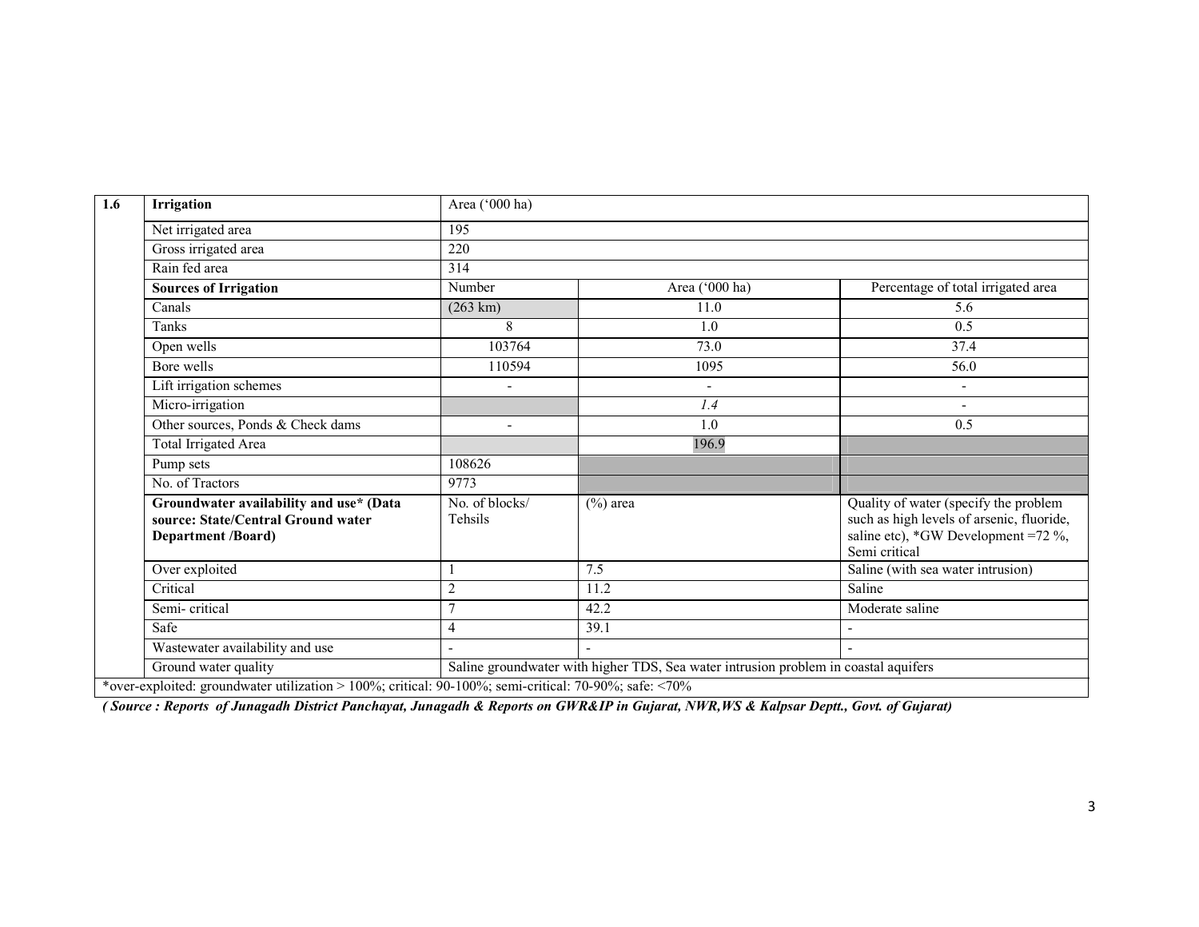| 1.6 | Irrigation | Area ('000 ha) | | |
|---|---|---|---|---|
| | Net irrigated area | 195 | | |
| | Gross irrigated area | 220 | | |
| | Rain fed area | 314 | | |
| | **Sources of Irrigation** | Number | Area ('000 ha) | Percentage of total irrigated area |
| | Canals | (263 km) | 11.0 | 5.6 |
| | Tanks | 8 | 1.0 | 0.5 |
| | Open wells | 103764 | 73.0 | 37.4 |
| | Bore wells | 110594 | 1095 | 56.0 |
| | Lift irrigation schemes | - | - | - |
| | Micro-irrigation | | *1.4* | - |
| | Other sources, Ponds & Check dams | - | 1.0 | 0.5 |
| | Total Irrigated Area | | 196.9 | |
| | Pump sets | 108626 | | |
| | No. of Tractors | 9773 | | |
| | **Groundwater availability and use* (Data source: State/Central Ground water Department /Board)** | No. of blocks/ Tehsils | (%) area | Quality of water (specify the problem such as high levels of arsenic, fluoride, saline etc), *GW Development =72 %, Semi critical |
| | Over exploited | 1 | 7.5 | Saline (with sea water intrusion) |
| | Critical | 2 | 11.2 | Saline |
| | Semi- critical | 7 | 42.2 | Moderate saline |
| | Safe | 4 | 39.1 | - |
| | Wastewater availability and use | - | - | - |
| | Ground water quality | Saline groundwater with higher TDS, Sea water intrusion problem in coastal aquifers | | |

*over-exploited: groundwater utilization > 100%; critical: 90-100%; semi-critical: 70-90%; safe: <70%

***( Source : Reports of Junagadh District Panchayat, Junagadh & Reports on GWR&IP in Gujarat, NWR,WS & Kalpsar Deptt., Govt. of Gujarat)***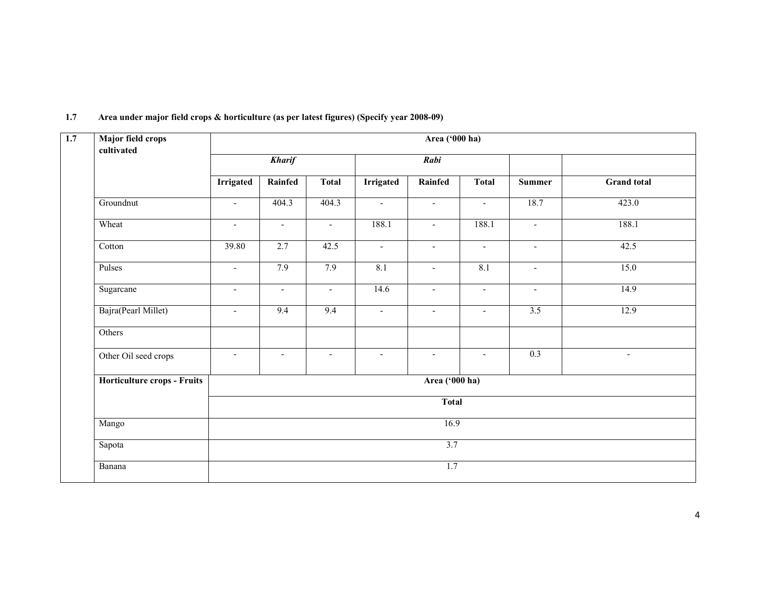**1.7 Area under major field crops & horticulture (as per latest figures) (Specify year 2008-09)**

| 1.7 | Major field crops cultivated | Area ('000 ha) | | | | | | | |
|---|---|---|---|---|---|---|---|---|---|
| | | ***Kharif*** | | | ***Rabi*** | | | | |
| | | **Irrigated** | **Rainfed** | **Total** | **Irrigated** | **Rainfed** | **Total** | **Summer** | **Grand total** |
| | Groundnut | - | 404.3 | 404.3 | - | - | - | 18.7 | 423.0 |
| | Wheat | - | - | - | 188.1 | - | 188.1 | - | 188.1 |
| | Cotton | 39.80 | 2.7 | 42.5 | - | - | - | - | 42.5 |
| | Pulses | - | 7.9 | 7.9 | 8.1 | - | 8.1 | - | 15.0 |
| | Sugarcane | - | - | - | 14.6 | - | - | - | 14.9 |
| | Bajra(Pearl Millet) | - | 9.4 | 9.4 | - | - | - | 3.5 | 12.9 |
| | Others | | | | | | | | |
| | Other Oil seed crops | - | - | - | - | - | - | 0.3 | - |
| | **Horticulture crops - Fruits** | **Area ('000 ha)** | | | | | | | |
| | | **Total** | | | | | | | |
| | Mango | 16.9 | | | | | | | |
| | Sapota | 3.7 | | | | | | | |
| | Banana | 1.7 | | | | | | | |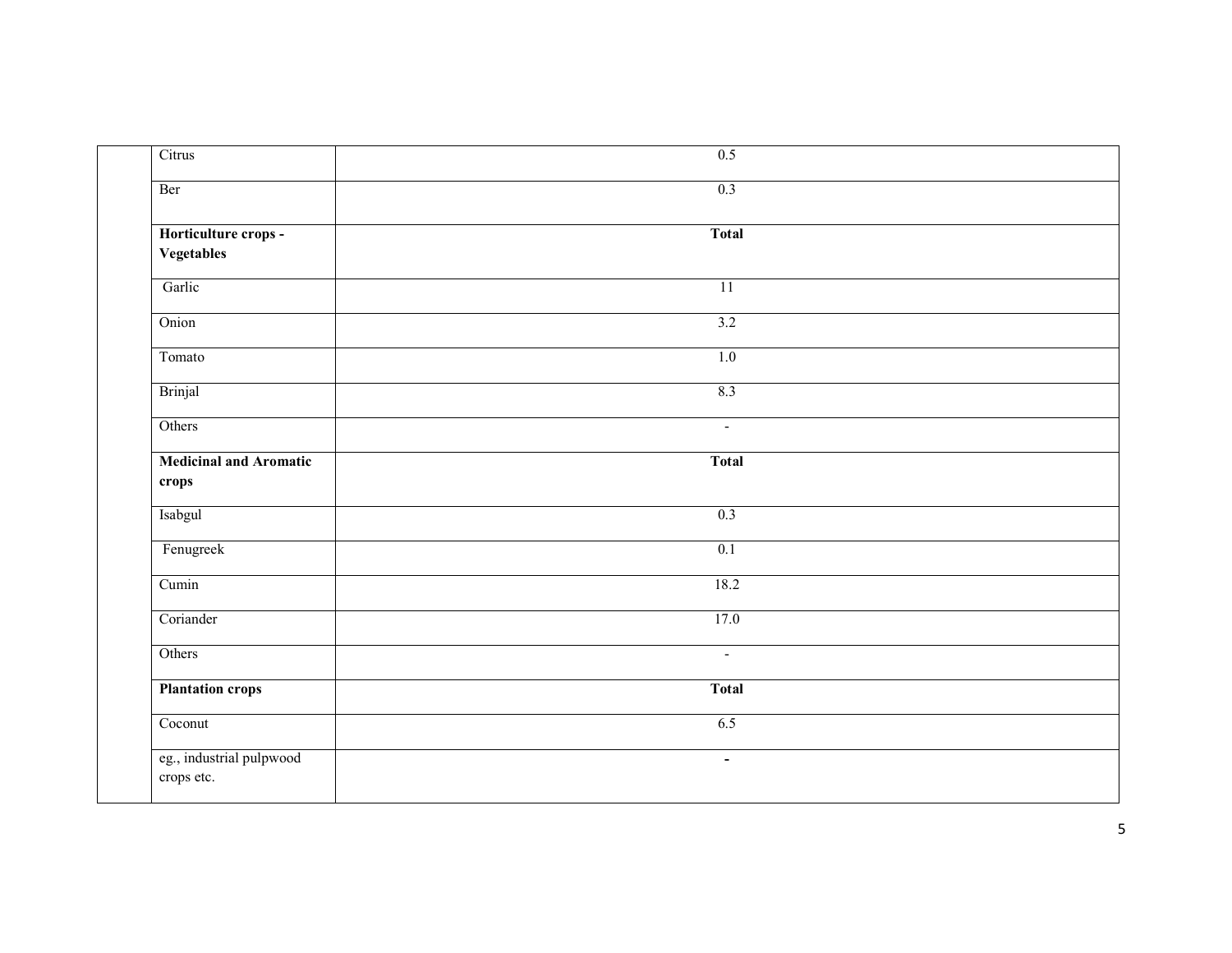| | | |
|---|---|---|
| | Citrus | 0.5 |
| | Ber | 0.3 |
| | **Horticulture crops - Vegetables** | **Total** |
| | Garlic | 11 |
| | Onion | 3.2 |
| | Tomato | 1.0 |
| | Brinjal | 8.3 |
| | Others | - |
| | **Medicinal and Aromatic crops** | **Total** |
| | Isabgul | 0.3 |
| | Fenugreek | 0.1 |
| | Cumin | 18.2 |
| | Coriander | 17.0 |
| | Others | - |
| | **Plantation crops** | **Total** |
| | Coconut | 6.5 |
| | eg., industrial pulpwood crops etc. | - |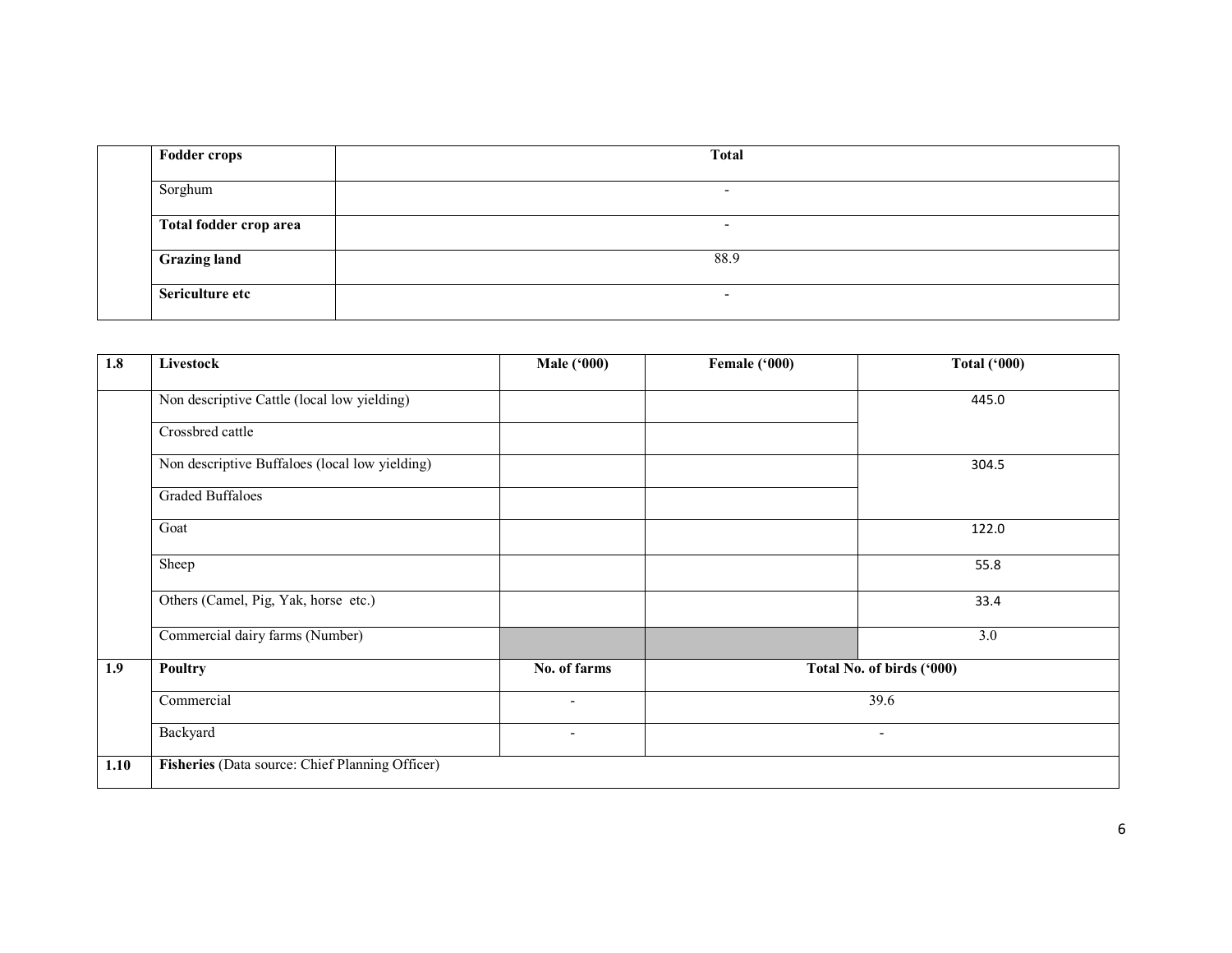| | Fodder crops | Total |
|---|---|---|
| | Sorghum | - |
| | **Total fodder crop area** | - |
| | **Grazing land** | 88.9 |
| | **Sericulture etc** | - |

| 1.8 | Livestock | Male ('000) | Female ('000) | Total ('000) |
|---|---|---|---|---|
| | Non descriptive Cattle (local low yielding) | | | 445.0 |
| | Crossbred cattle | | | |
| | Non descriptive Buffaloes (local low yielding) | | | 304.5 |
| | Graded Buffaloes | | | |
| | Goat | | | 122.0 |
| | Sheep | | | 55.8 |
| | Others (Camel, Pig, Yak, horse etc.) | | | 33.4 |
| | Commercial dairy farms (Number) | | | 3.0 |
| **1.9** | **Poultry** | **No. of farms** | **Total No. of birds ('000)** | |
| | Commercial | - | 39.6 | |
| | Backyard | - | - | |
| **1.10** | **Fisheries** (Data source: Chief Planning Officer) | | | |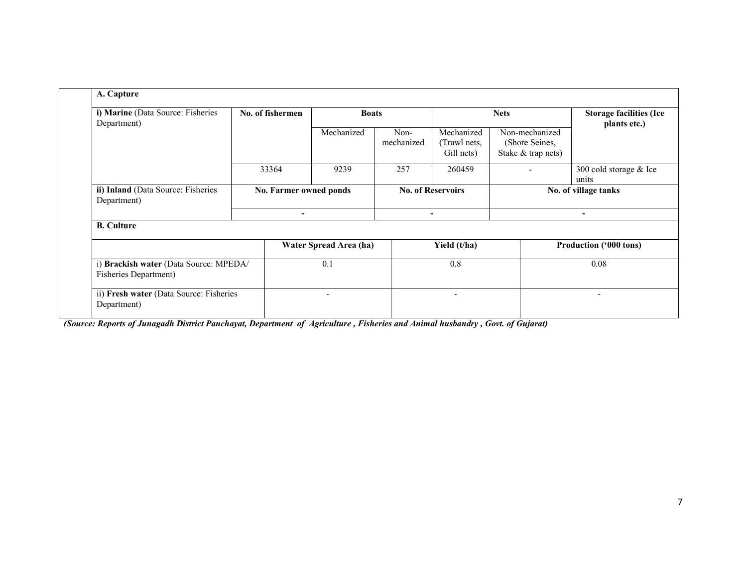| A. Capture | | | | | | |
|---|---|---|---|---|---|---|
| **i) Marine** (Data Source: Fisheries Department) | **No. of fishermen** | **Boats** | | **Nets** | | **Storage facilities (Ice plants etc.)** |
| | | Mechanized | Non-mechanized | Mechanized (Trawl nets, Gill nets) | Non-mechanized (Shore Seines, Stake & trap nets) | |
| | 33364 | 9239 | 257 | 260459 | - | 300 cold storage & Ice units |
| **ii) Inland** (Data Source: Fisheries Department) | **No. Farmer owned ponds** | | **No. of Reservoirs** | | **No. of village tanks** | |
| | - | | - | | - | |

| **B. Culture** | | | |
|---|---|---|---|
| | **Water Spread Area (ha)** | **Yield (t/ha)** | **Production ('000 tons)** |
| i) **Brackish water** (Data Source: MPEDA/ Fisheries Department) | 0.1 | 0.8 | 0.08 |
| ii) **Fresh water** (Data Source: Fisheries Department) | - | - | - |

***(Source: Reports of Junagadh District Panchayat, Department of Agriculture , Fisheries and Animal husbandry , Govt. of Gujarat)***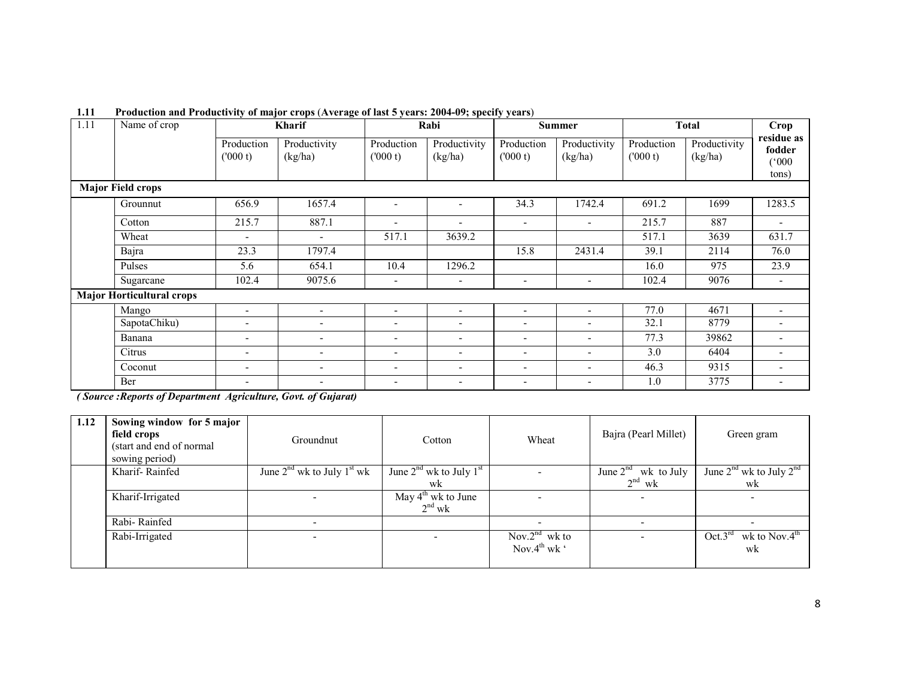**1.11 Production and Productivity of major crops (Average of last 5 years: 2004-09; specify years)**

| 1.11 | Name of crop | Kharif | | Rabi | | Summer | | Total | | Crop residue as fodder ('000 tons) |
|---|---|---|---|---|---|---|---|---|---|---|
| | | Production ('000 t) | Productivity (kg/ha) | Production ('000 t) | Productivity (kg/ha) | Production ('000 t) | Productivity (kg/ha) | Production ('000 t) | Productivity (kg/ha) | |
| **Major Field crops** | | | | | | | | | | |
| | Grounnut | 656.9 | 1657.4 | - | - | 34.3 | 1742.4 | 691.2 | 1699 | 1283.5 |
| | Cotton | 215.7 | 887.1 | - | - | - | - | 215.7 | 887 | - |
| | Wheat | - | - | 517.1 | 3639.2 | | | 517.1 | 3639 | 631.7 |
| | Bajra | 23.3 | 1797.4 | | | 15.8 | 2431.4 | 39.1 | 2114 | 76.0 |
| | Pulses | 5.6 | 654.1 | 10.4 | 1296.2 | | | 16.0 | 975 | 23.9 |
| | Sugarcane | 102.4 | 9075.6 | - | - | - | - | 102.4 | 9076 | - |
| **Major Horticultural crops** | | | | | | | | | | |
| | Mango | - | - | - | - | - | - | 77.0 | 4671 | - |
| | SapotaChiku) | - | - | - | - | - | - | 32.1 | 8779 | - |
| | Banana | - | - | - | - | - | - | 77.3 | 39862 | - |
| | Citrus | - | - | - | - | - | - | 3.0 | 6404 | - |
| | Coconut | - | - | - | - | - | - | 46.3 | 9315 | - |
| | Ber | - | - | - | - | - | - | 1.0 | 3775 | - |

***( Source :Reports of Department Agriculture, Govt. of Gujarat)***

| 1.12 | **Sowing window for 5 major field crops** (start and end of normal sowing period) | Groundnut | Cotton | Wheat | Bajra (Pearl Millet) | Green gram |
|---|---|---|---|---|---|---|
| | Kharif- Rainfed | June 2nd wk to July 1st wk | June 2nd wk to July 1st wk | - | June 2nd wk to July 2nd wk | June 2nd wk to July 2nd wk |
| | Kharif-Irrigated | - | May 4th wk to June 2nd wk | - | - | - |
| | Rabi- Rainfed | - | | - | - | - |
| | Rabi-Irrigated | - | - | Nov.2nd wk to Nov.4th wk ' | - | Oct.3rd wk to Nov.4th wk |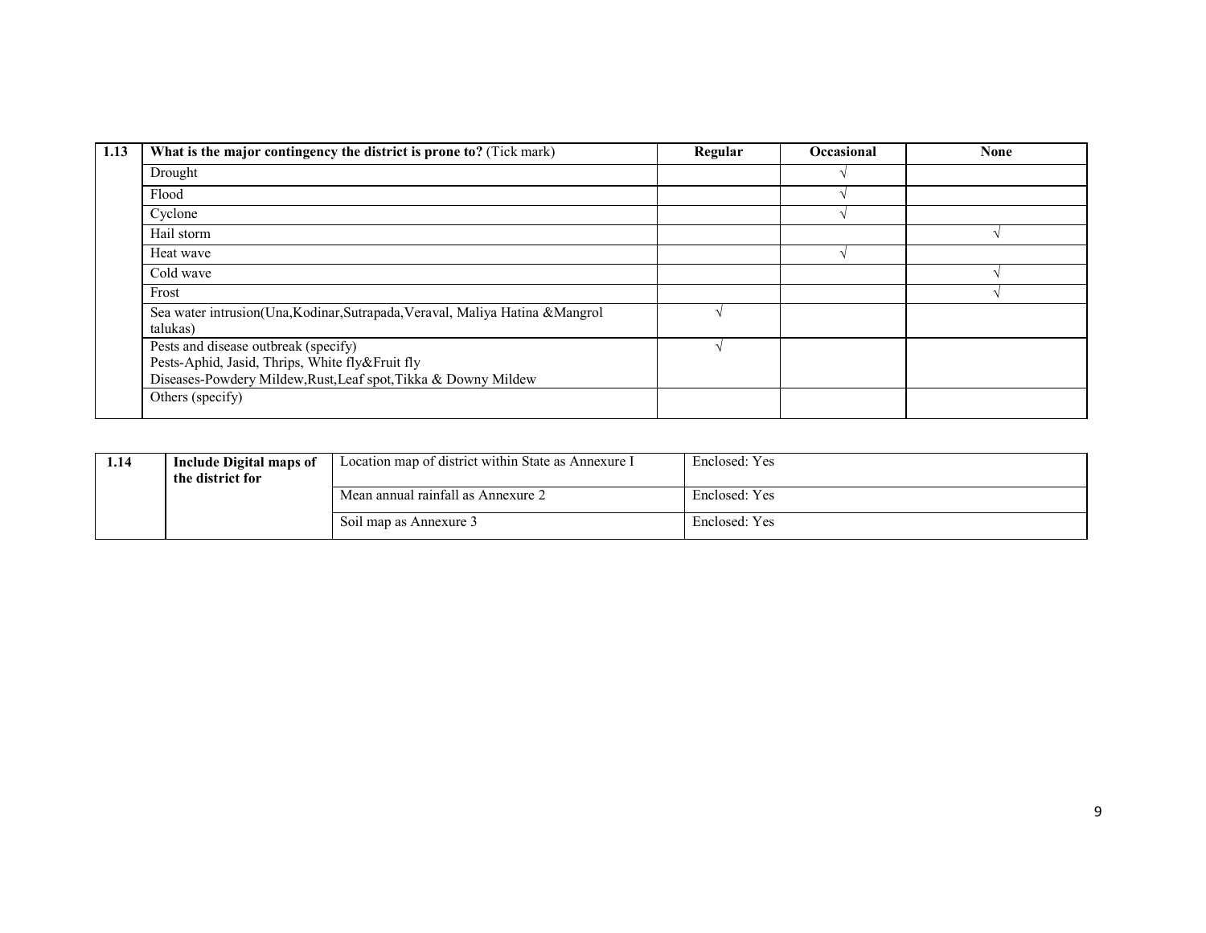| 1.13 | What is the major contingency the district is prone to? (Tick mark) | Regular | Occasional | None |
|---|---|---|---|---|
| | Drought | | √ | |
| | Flood | | √ | |
| | Cyclone | | √ | |
| | Hail storm | | | √ |
| | Heat wave | | √ | |
| | Cold wave | | | √ |
| | Frost | | | √ |
| | Sea water intrusion(Una,Kodinar,Sutrapada,Veraval, Maliya Hatina &Mangrol talukas) | √ | | |
| | Pests and disease outbreak (specify)<br>Pests-Aphid, Jasid, Thrips, White fly&Fruit fly<br>Diseases-Powdery Mildew,Rust,Leaf spot,Tikka & Downy Mildew | √ | | |
| | Others (specify) | | | |

| 1.14 | Include Digital maps of the district for | Location map of district within State as Annexure I | Enclosed: Yes |
|---|---|---|---|
| | | Mean annual rainfall as Annexure 2 | Enclosed: Yes |
| | | Soil map as Annexure 3 | Enclosed: Yes |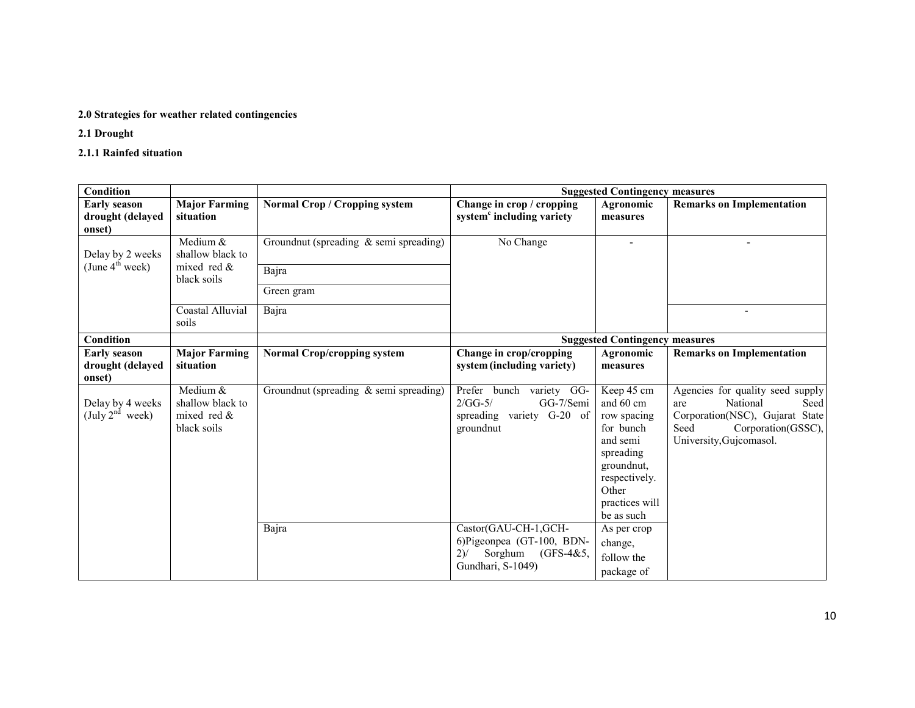**2.0 Strategies for weather related contingencies**

**2.1 Drought**

**2.1.1 Rainfed situation**

| Condition | | | Suggested Contingency measures | | |
|---|---|---|---|---|---|
| **Early season drought (delayed onset)** | **Major Farming situation** | **Normal Crop / Cropping system** | **Change in crop / cropping system[c] including variety** | **Agronomic measures** | **Remarks on Implementation** |
| Delay by 2 weeks (June 4[th] week) | Medium & shallow black to mixed red & black soils | Groundnut (spreading & semi spreading) | No Change | - | - |
| | | Bajra | | | |
| | | Green gram | | | |
| | Coastal Alluvial soils | Bajra | | | - |

| Condition | | | Suggested Contingency measures | | |
|---|---|---|---|---|---|
| **Early season drought (delayed onset)** | **Major Farming situation** | **Normal Crop/cropping system** | **Change in crop/cropping system (including variety)** | **Agronomic measures** | **Remarks on Implementation** |
| Delay by 4 weeks (July 2[nd] week) | Medium & shallow black to mixed red & black soils | Groundnut (spreading & semi spreading) | Prefer bunch variety GG-2/GG-5/ GG-7/Semi spreading variety G-20 of groundnut | Keep 45 cm and 60 cm row spacing for bunch and semi spreading groundnut, respectively. Other practices will be as such | Agencies for quality seed supply are National Seed Corporation(NSC), Gujarat State Seed Corporation(GSSC), University,Gujcomasol. |
| | | Bajra | Castor(GAU-CH-1,GCH-6)Pigeonpea (GT-100, BDN-2)/ Sorghum (GFS-4&5, Gundhari, S-1049) | As per crop change, follow the package of | |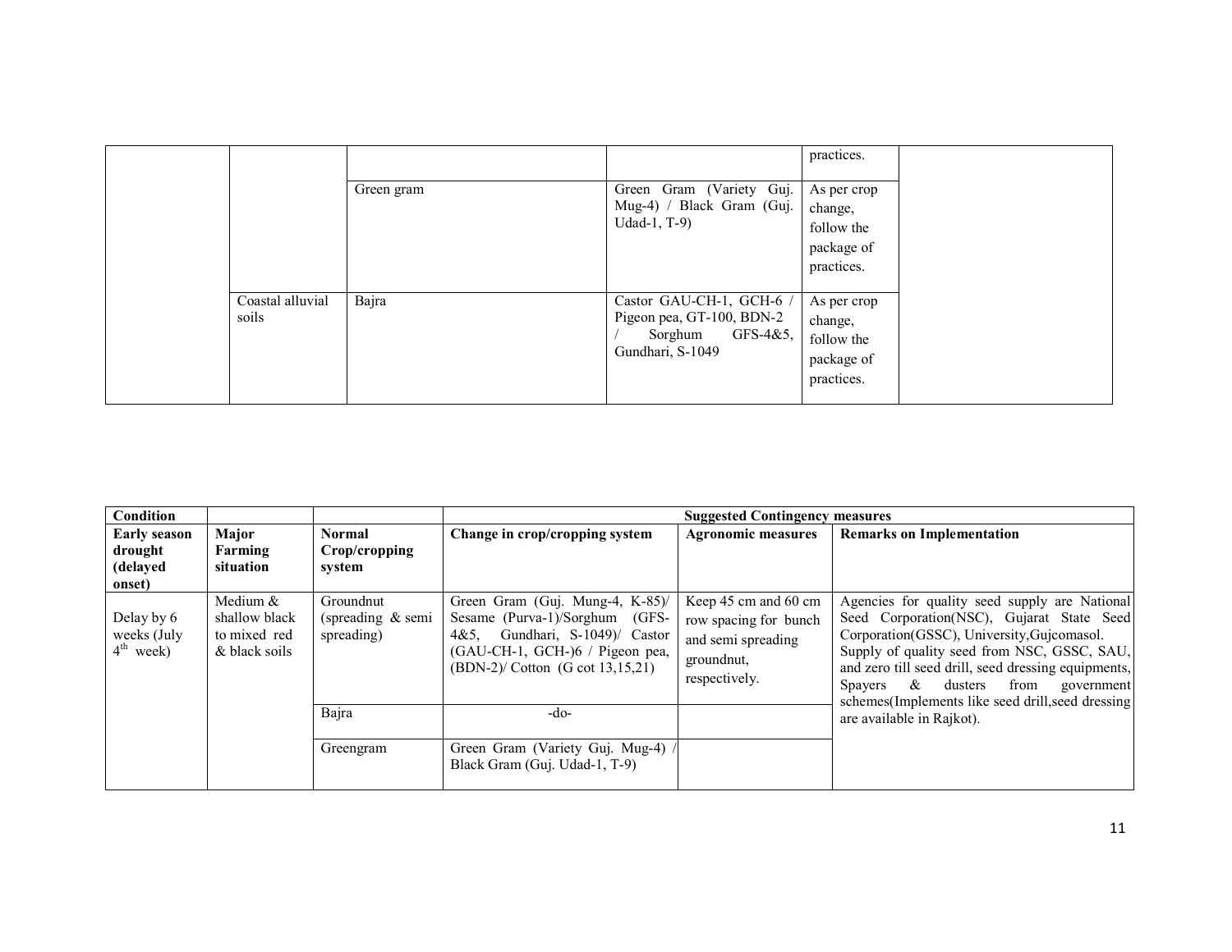| | | | | practices. | |
|---|---|---|---|---|---|
| | | Green gram | Green Gram (Variety Guj. Mug-4) / Black Gram (Guj. Udad-1, T-9) | As per crop change, follow the package of practices. | |
| | Coastal alluvial soils | Bajra | Castor GAU-CH-1, GCH-6 / Pigeon pea, GT-100, BDN-2 / Sorghum GFS-4&5, Gundhari, S-1049 | As per crop change, follow the package of practices. | |

| Condition | | | Suggested Contingency measures | | |
|---|---|---|---|---|---|
| **Early season drought (delayed onset)** | **Major Farming situation** | **Normal Crop/cropping system** | **Change in crop/cropping system** | **Agronomic measures** | **Remarks on Implementation** |
| Delay by 6 weeks (July 4th week) | Medium & shallow black to mixed red & black soils | Groundnut (spreading & semi spreading) | Green Gram (Guj. Mung-4, K-85)/ Sesame (Purva-1)/Sorghum (GFS-4&5, Gundhari, S-1049)/ Castor (GAU-CH-1, GCH-)6 / Pigeon pea, (BDN-2)/ Cotton (G cot 13,15,21) | Keep 45 cm and 60 cm row spacing for bunch and semi spreading groundnut, respectively. | Agencies for quality seed supply are National Seed Corporation(NSC), Gujarat State Seed Corporation(GSSC), University,Gujcomasol. Supply of quality seed from NSC, GSSC, SAU, and zero till seed drill, seed dressing equipments, Spayers & dusters from government schemes(Implements like seed drill,seed dressing are available in Rajkot). |
| | | Bajra | -do- | | |
| | | Greengram | Green Gram (Variety Guj. Mug-4) / Black Gram (Guj. Udad-1, T-9) | | |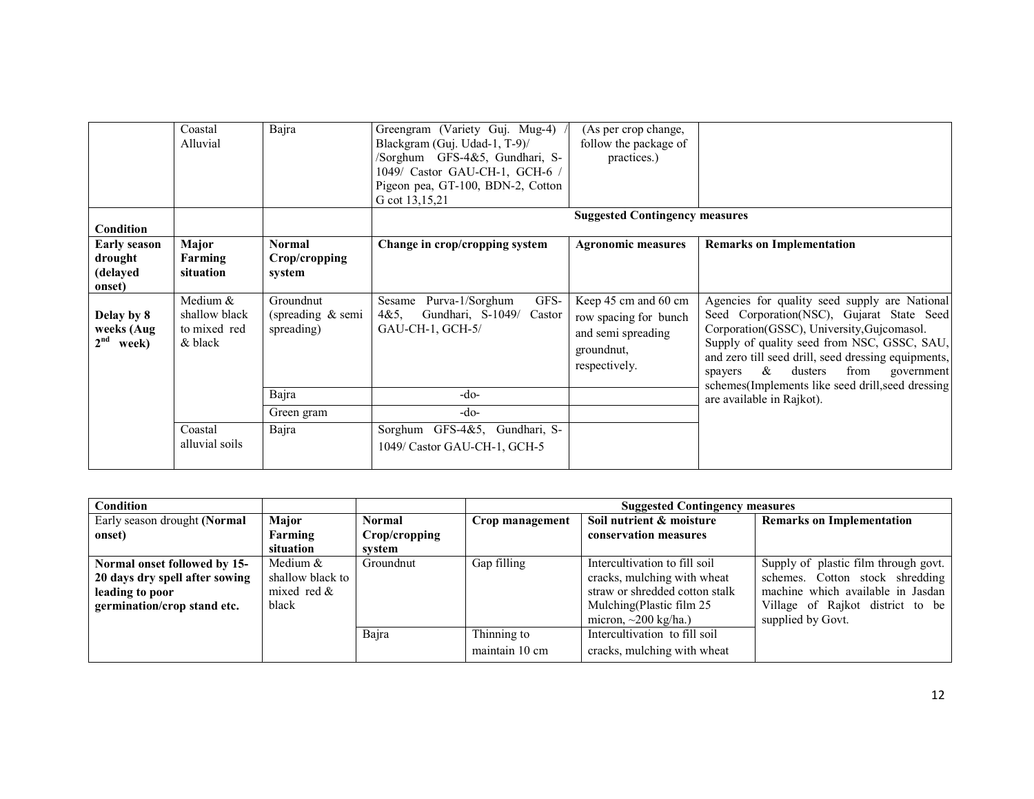| Condition | | | Suggested Contingency measures | | |
|---|---|---|---|---|---|
| | Coastal Alluvial | Bajra | Greengram (Variety Guj. Mug-4) / Blackgram (Guj. Udad-1, T-9)/ /Sorghum GFS-4&5, Gundhari, S-1049/ Castor GAU-CH-1, GCH-6 / Pigeon pea, GT-100, BDN-2, Cotton G cot 13,15,21 | (As per crop change, follow the package of practices.) | |
| **Early season drought (delayed onset)** | **Major Farming situation** | **Normal Crop/cropping system** | **Change in crop/cropping system** | **Agronomic measures** | **Remarks on Implementation** |
| **Delay by 8 weeks (Aug 2nd week)** | Medium & shallow black to mixed red & black | Groundnut (spreading & semi spreading) | Sesame Purva-1/Sorghum GFS-4&5, Gundhari, S-1049/ Castor GAU-CH-1, GCH-5/ | Keep 45 cm and 60 cm row spacing for bunch and semi spreading groundnut, respectively. | Agencies for quality seed supply are National Seed Corporation(NSC), Gujarat State Seed Corporation(GSSC), University,Gujcomasol. Supply of quality seed from NSC, GSSC, SAU, and zero till seed drill, seed dressing equipments, spayers & dusters from government schemes(Implements like seed drill,seed dressing are available in Rajkot). |
| | | Bajra | -do- | | |
| | | Green gram | -do- | | |
| | Coastal alluvial soils | Bajra | Sorghum GFS-4&5, Gundhari, S-1049/ Castor GAU-CH-1, GCH-5 | | |

| Condition | | | Suggested Contingency measures | | |
|---|---|---|---|---|---|
| Early season drought **(Normal onset)** | **Major Farming situation** | **Normal Crop/cropping system** | **Crop management** | **Soil nutrient & moisture conservation measures** | **Remarks on Implementation** |
| **Normal onset followed by 15-20 days dry spell after sowing leading to poor germination/crop stand etc.** | Medium & shallow black to mixed red & black | Groundnut | Gap filling | Intercultivation to fill soil cracks, mulching with wheat straw or shredded cotton stalk Mulching(Plastic film 25 micron, ~200 kg/ha.) | Supply of plastic film through govt. schemes. Cotton stock shredding machine which available in Jasdan Village of Rajkot district to be supplied by Govt. |
| | | Bajra | Thinning to maintain 10 cm | Intercultivation to fill soil cracks, mulching with wheat | |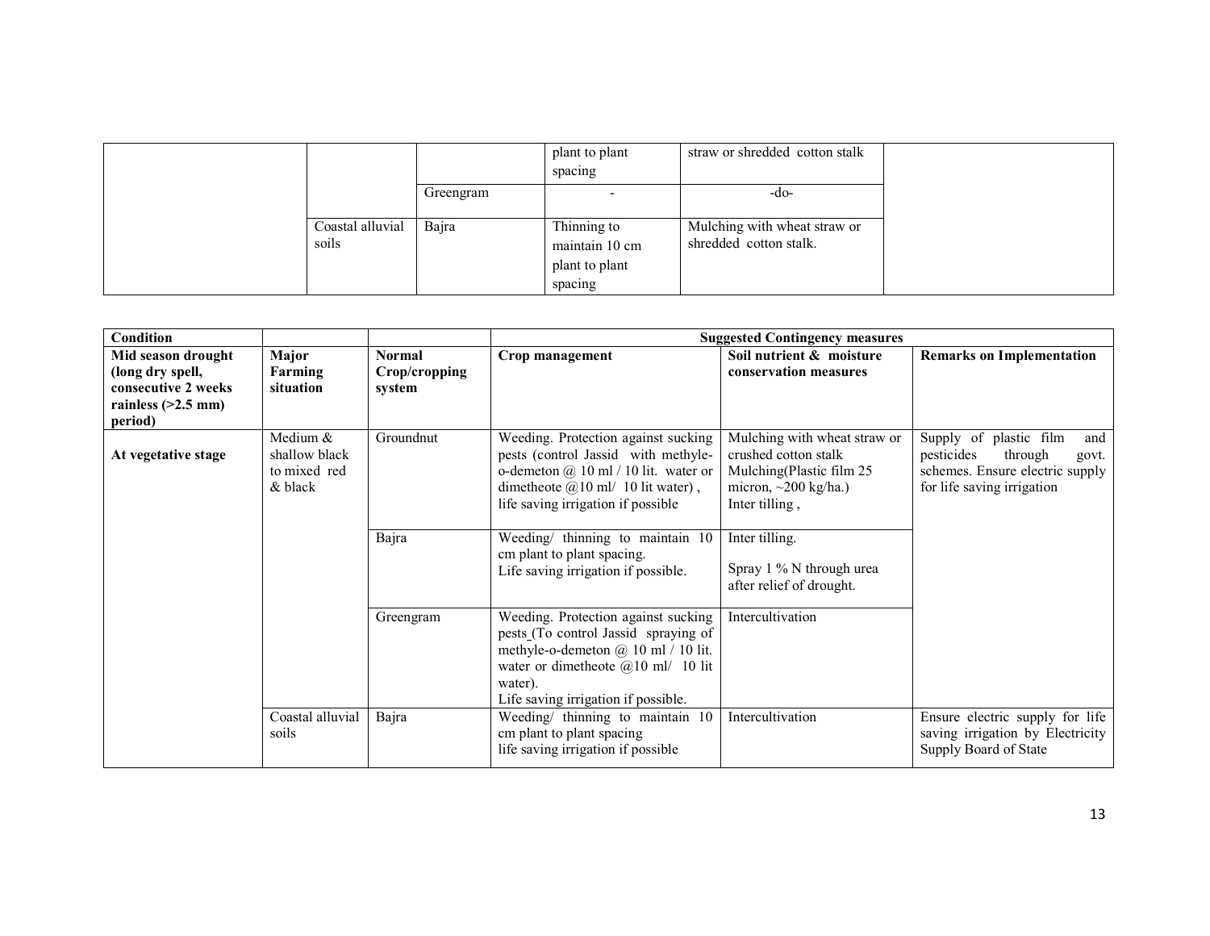| | | | | | |
|---|---|---|---|---|---|
| | | | plant to plant spacing | straw or shredded cotton stalk | |
| | | Greengram | - | -do- | |
| | Coastal alluvial soils | Bajra | Thinning to maintain 10 cm plant to plant spacing | Mulching with wheat straw or shredded cotton stalk. | |

| Condition | | | Suggested Contingency measures | | |
|---|---|---|---|---|---|
| **Mid season drought (long dry spell, consecutive 2 weeks rainless (>2.5 mm) period)** | **Major Farming situation** | **Normal Crop/cropping system** | **Crop management** | **Soil nutrient & moisture conservation measures** | **Remarks on Implementation** |
| **At vegetative stage** | Medium & shallow black to mixed red & black | Groundnut | Weeding. Protection against sucking pests (control Jassid with methyle-o-demeton @ 10 ml / 10 lit. water or dimetheote @10 ml/ 10 lit water), life saving irrigation if possible | Mulching with wheat straw or crushed cotton stalk Mulching(Plastic film 25 micron, ~200 kg/ha.) Inter tilling, | Supply of plastic film and pesticides through govt. schemes. Ensure electric supply for life saving irrigation |
| | | Bajra | Weeding/ thinning to maintain 10 cm plant to plant spacing. Life saving irrigation if possible. | Inter tilling. Spray 1 % N through urea after relief of drought. | |
| | | Greengram | Weeding. Protection against sucking pests (To control Jassid spraying of methyle-o-demeton @ 10 ml / 10 lit. water or dimetheote @10 ml/ 10 lit water). Life saving irrigation if possible. | Intercultivation | |
| | Coastal alluvial soils | Bajra | Weeding/ thinning to maintain 10 cm plant to plant spacing life saving irrigation if possible | Intercultivation | Ensure electric supply for life saving irrigation by Electricity Supply Board of State |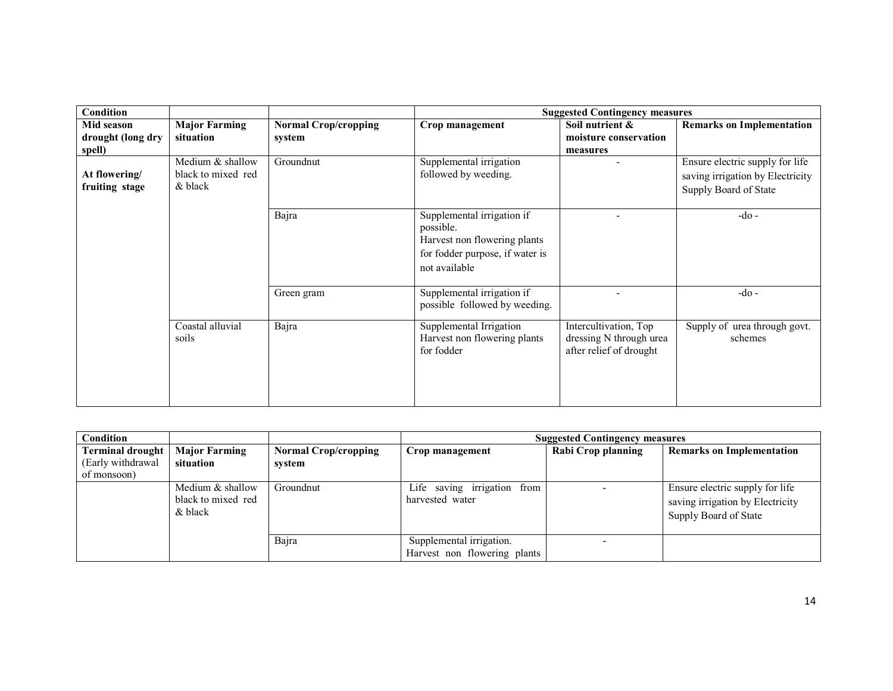| Condition | | | Suggested Contingency measures | | |
|---|---|---|---|---|---|
| **Mid season drought (long dry spell)** | **Major Farming situation** | **Normal Crop/cropping system** | **Crop management** | **Soil nutrient & moisture conservation measures** | **Remarks on Implementation** |
| **At flowering/ fruiting stage** | Medium & shallow black to mixed red & black | Groundnut | Supplemental irrigation followed by weeding. | - | Ensure electric supply for life saving irrigation by Electricity Supply Board of State |
| | | Bajra | Supplemental irrigation if possible. Harvest non flowering plants for fodder purpose, if water is not available | - | -do - |
| | | Green gram | Supplemental irrigation if possible followed by weeding. | - | -do - |
| | Coastal alluvial soils | Bajra | Supplemental Irrigation Harvest non flowering plants for fodder | Intercultivation, Top dressing N through urea after relief of drought | Supply of urea through govt. schemes |

| Condition | | | Suggested Contingency measures | | |
|---|---|---|---|---|---|
| **Terminal drought** (Early withdrawal of monsoon) | **Major Farming situation** | **Normal Crop/cropping system** | **Crop management** | **Rabi Crop planning** | **Remarks on Implementation** |
| | Medium & shallow black to mixed red & black | Groundnut | Life saving irrigation from harvested water | - | Ensure electric supply for life saving irrigation by Electricity Supply Board of State |
| | | Bajra | Supplemental irrigation. Harvest non flowering plants | - | |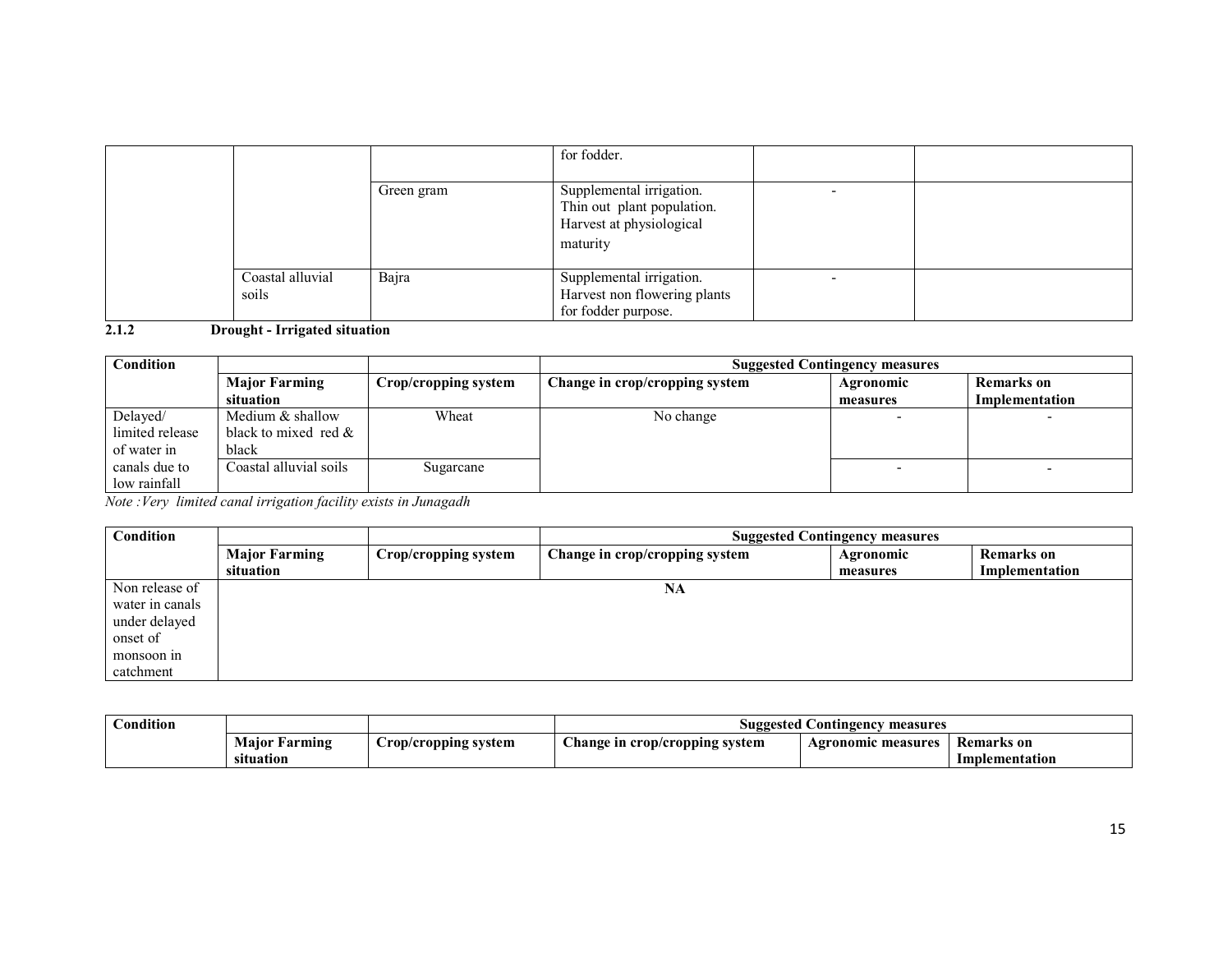| | | | | | |
|---|---|---|---|---|---|
| | | | for fodder. | | |
| | | Green gram | Supplemental irrigation. Thin out plant population. Harvest at physiological maturity | - | |
| | Coastal alluvial soils | Bajra | Supplemental irrigation. Harvest non flowering plants for fodder purpose. | - | |

### 2.1.2 Drought - Irrigated situation

| Condition | | | Suggested Contingency measures | | |
|---|---|---|---|---|---|
| | **Major Farming situation** | **Crop/cropping system** | **Change in crop/cropping system** | **Agronomic measures** | **Remarks on Implementation** |
| Delayed/ limited release of water in canals due to low rainfall | Medium & shallow black to mixed red & black | Wheat | No change | - | - |
| | Coastal alluvial soils | Sugarcane | | - | - |

*Note :Very limited canal irrigation facility exists in Junagadh*

| Condition | | | Suggested Contingency measures | | |
|---|---|---|---|---|---|
| | **Major Farming situation** | **Crop/cropping system** | **Change in crop/cropping system** | **Agronomic measures** | **Remarks on Implementation** |
| Non release of water in canals under delayed onset of monsoon in catchment | | | **NA** | | |

| Condition | | | Suggested Contingency measures | | |
|---|---|---|---|---|---|
| | **Major Farming situation** | **Crop/cropping system** | **Change in crop/cropping system** | **Agronomic measures** | **Remarks on Implementation** |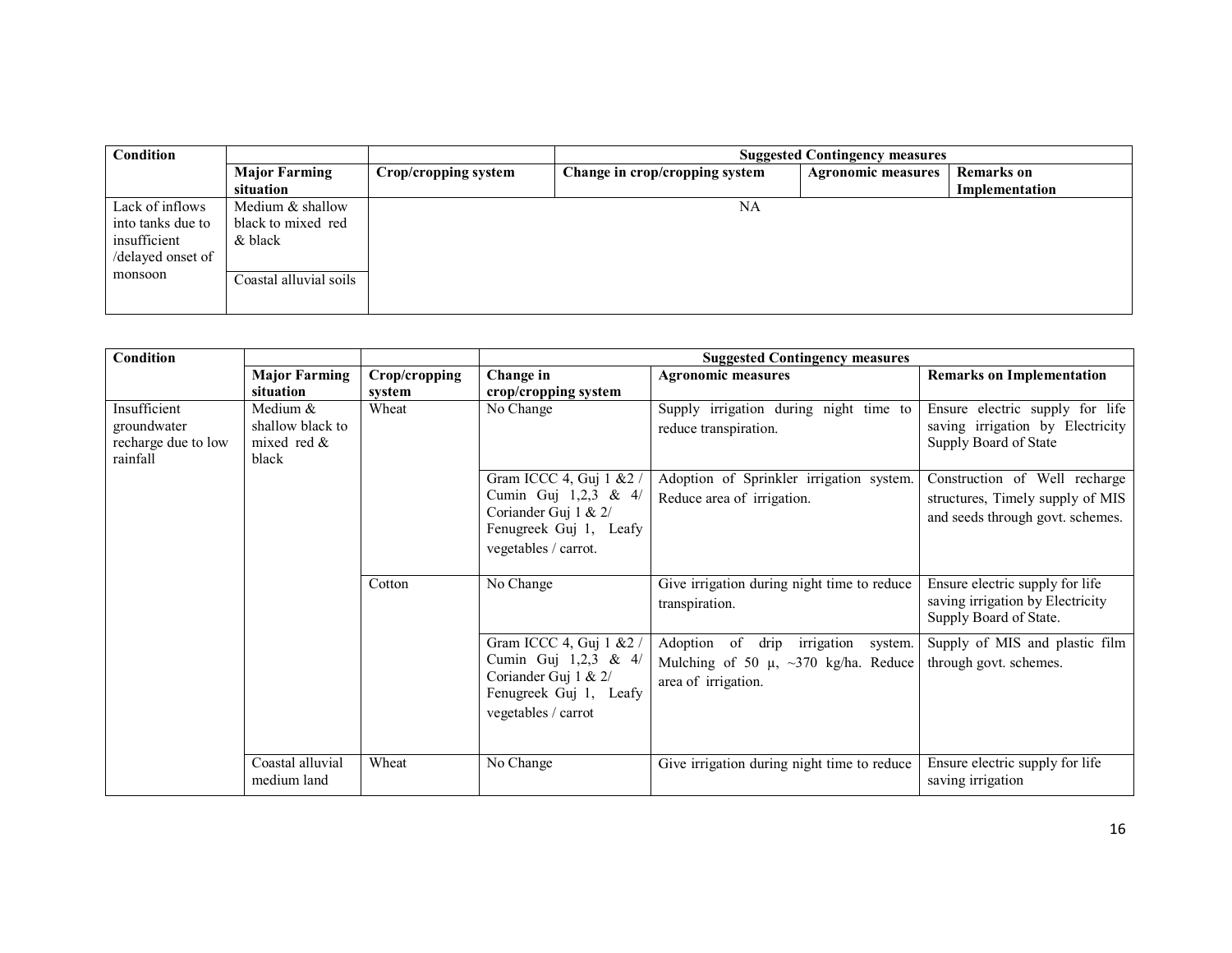| Condition | | | Suggested Contingency measures | | |
|---|---|---|---|---|---|
| | Major Farming situation | Crop/cropping system | Change in crop/cropping system | Agronomic measures | Remarks on Implementation |
| Lack of inflows into tanks due to insufficient /delayed onset of monsoon | Medium & shallow black to mixed red & black | NA | | | |
| | Coastal alluvial soils | | | | |

| Condition | | | Suggested Contingency measures | | |
|---|---|---|---|---|---|
| | Major Farming situation | Crop/cropping system | Change in crop/cropping system | Agronomic measures | Remarks on Implementation |
| Insufficient groundwater recharge due to low rainfall | Medium & shallow black to mixed red & black | Wheat | No Change | Supply irrigation during night time to reduce transpiration. | Ensure electric supply for life saving irrigation by Electricity Supply Board of State |
| | | | Gram ICCC 4, Guj 1 &2 / Cumin Guj 1,2,3 & 4/ Coriander Guj 1 & 2/ Fenugreek Guj 1, Leafy vegetables / carrot. | Adoption of Sprinkler irrigation system. Reduce area of irrigation. | Construction of Well recharge structures, Timely supply of MIS and seeds through govt. schemes. |
| | | Cotton | No Change | Give irrigation during night time to reduce transpiration. | Ensure electric supply for life saving irrigation by Electricity Supply Board of State. |
| | | | Gram ICCC 4, Guj 1 &2 / Cumin Guj 1,2,3 & 4/ Coriander Guj 1 & 2/ Fenugreek Guj 1, Leafy vegetables / carrot | Adoption of drip irrigation system. Mulching of 50 μ, ~370 kg/ha. Reduce area of irrigation. | Supply of MIS and plastic film through govt. schemes. |
| | Coastal alluvial medium land | Wheat | No Change | Give irrigation during night time to reduce | Ensure electric supply for life saving irrigation |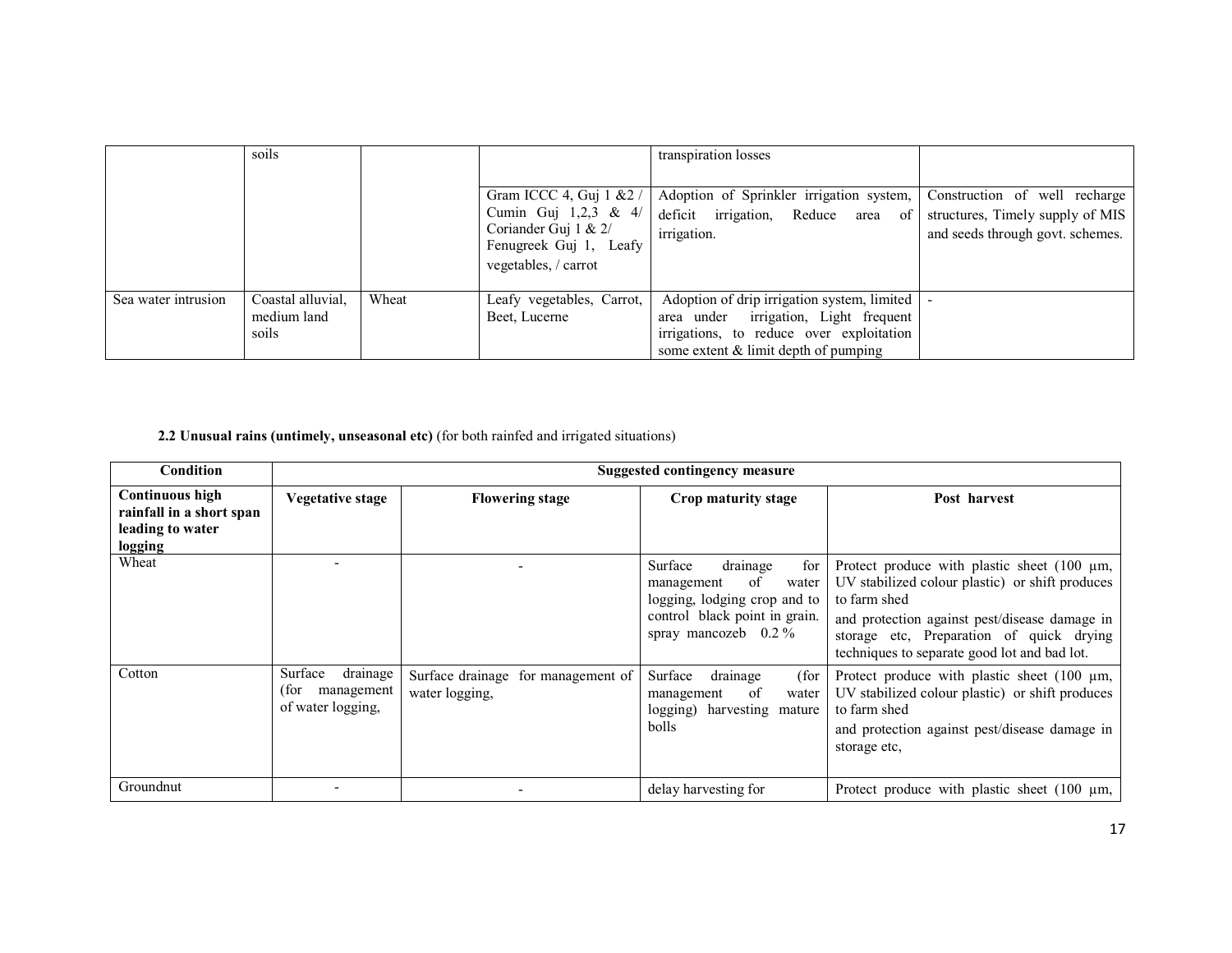| | soils | | | transpiration losses | |
|---|---|---|---|---|---|
| | | | Gram ICCC 4, Guj 1 &2 / Cumin Guj 1,2,3 & 4/ Coriander Guj 1 & 2/ Fenugreek Guj 1, Leafy vegetables, / carrot | Adoption of Sprinkler irrigation system, deficit irrigation, Reduce area of irrigation. | Construction of well recharge structures, Timely supply of MIS and seeds through govt. schemes. |
| Sea water intrusion | Coastal alluvial, medium land soils | Wheat | Leafy vegetables, Carrot, Beet, Lucerne | Adoption of drip irrigation system, limited area under irrigation, Light frequent irrigations, to reduce over exploitation some extent & limit depth of pumping | - |

**2.2 Unusual rains (untimely, unseasonal etc)** (for both rainfed and irrigated situations)

| Condition | Suggested contingency measure | | | |
|---|---|---|---|---|
| **Continuous high rainfall in a short span leading to water logging** | **Vegetative stage** | **Flowering stage** | **Crop maturity stage** | **Post harvest** |
| Wheat | - | - | Surface drainage for management of water logging, lodging crop and to control black point in grain. spray mancozeb 0.2 % | Protect produce with plastic sheet (100 µm, UV stabilized colour plastic) or shift produces to farm shed<br>and protection against pest/disease damage in storage etc, Preparation of quick drying techniques to separate good lot and bad lot. |
| Cotton | Surface drainage (for management of water logging, | Surface drainage for management of water logging, | Surface drainage (for management of water logging) harvesting mature bolls | Protect produce with plastic sheet (100 µm, UV stabilized colour plastic) or shift produces to farm shed<br>and protection against pest/disease damage in storage etc, |
| Groundnut | - | - | delay harvesting for | Protect produce with plastic sheet (100 µm, |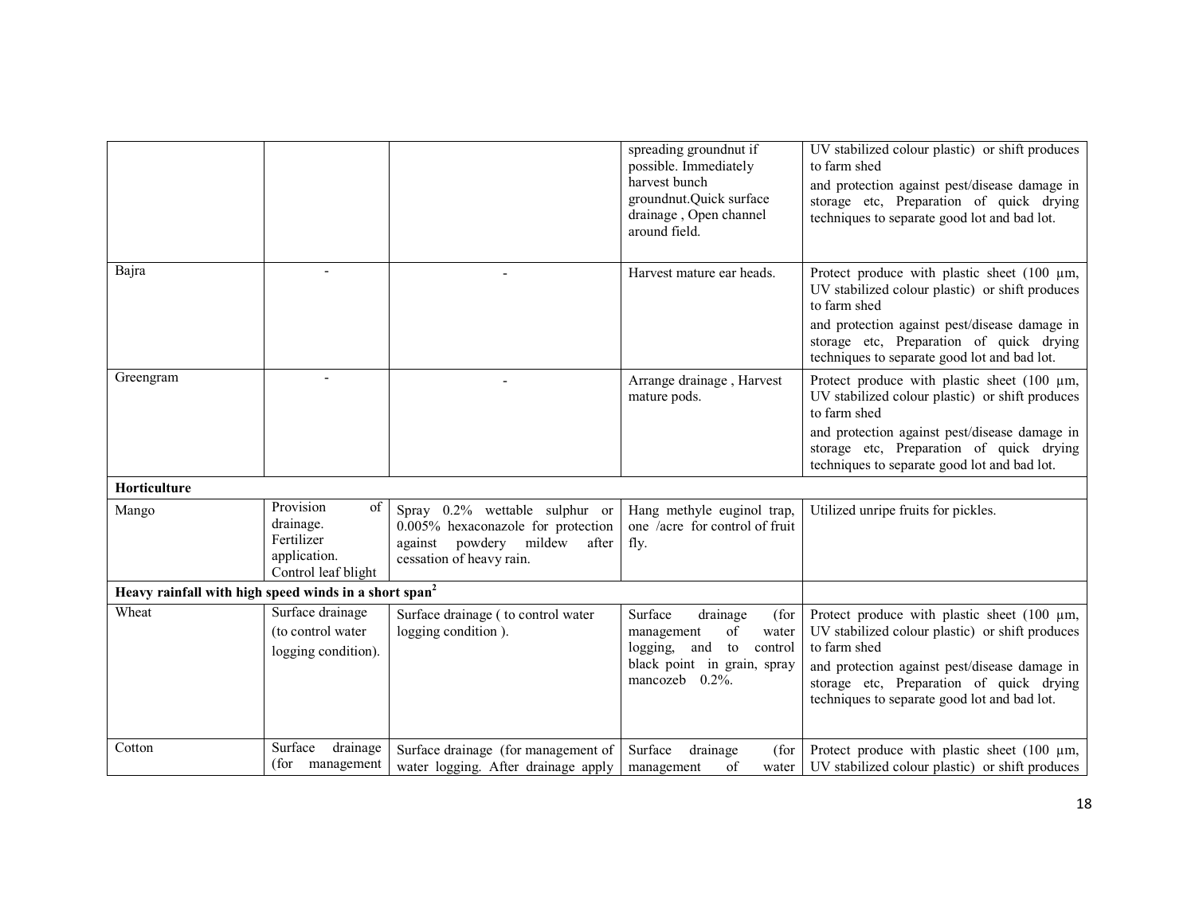|  |  |  |  |  |
|---|---|---|---|---|
|  |  |  | spreading groundnut if possible. Immediately harvest bunch groundnut.Quick surface drainage , Open channel around field. | UV stabilized colour plastic) or shift produces to farm shed and protection against pest/disease damage in storage etc, Preparation of quick drying techniques to separate good lot and bad lot. |
| Bajra | - | - | Harvest mature ear heads. | Protect produce with plastic sheet (100 µm, UV stabilized colour plastic) or shift produces to farm shed and protection against pest/disease damage in storage etc, Preparation of quick drying techniques to separate good lot and bad lot. |
| Greengram | - | - | Arrange drainage , Harvest mature pods. | Protect produce with plastic sheet (100 µm, UV stabilized colour plastic) or shift produces to farm shed and protection against pest/disease damage in storage etc, Preparation of quick drying techniques to separate good lot and bad lot. |
| **Horticulture** |  |  |  |  |
| Mango | Provision of drainage. Fertilizer application. Control leaf blight | Spray 0.2% wettable sulphur or 0.005% hexaconazole for protection against powdery mildew after cessation of heavy rain. | Hang methyle euginol trap, one /acre for control of fruit fly. | Utilized unripe fruits for pickles. |
| **Heavy rainfall with high speed winds in a short span[2]** |  |  |  |  |
| Wheat | Surface drainage (to control water logging condition). | Surface drainage ( to control water logging condition ). | Surface drainage (for management of water logging, and to control black point in grain, spray mancozeb 0.2%. | Protect produce with plastic sheet (100 µm, UV stabilized colour plastic) or shift produces to farm shed and protection against pest/disease damage in storage etc, Preparation of quick drying techniques to separate good lot and bad lot. |
| Cotton | Surface drainage (for management | Surface drainage (for management of water logging. After drainage apply | Surface drainage (for management of water | Protect produce with plastic sheet (100 µm, UV stabilized colour plastic) or shift produces |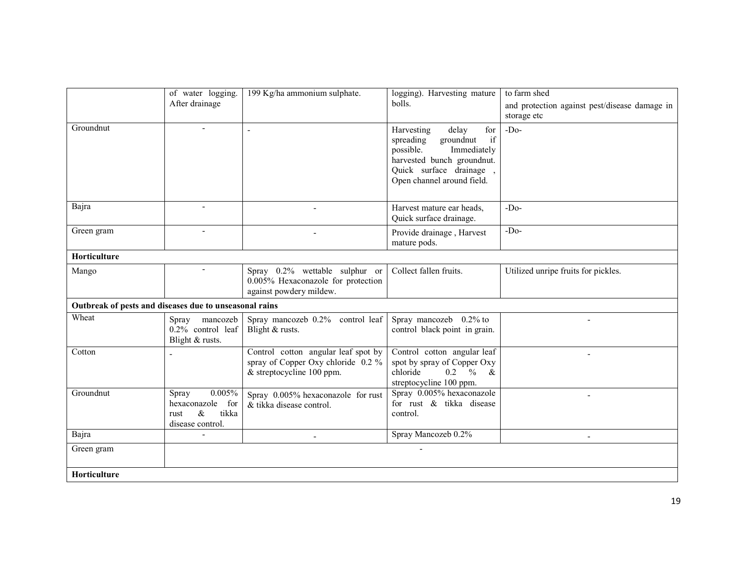| | of water logging. After drainage | 199 Kg/ha ammonium sulphate. | logging). Harvesting mature bolls. | to farm shed<br>and protection against pest/disease damage in storage etc |
|---|---|---|---|---|
| Groundnut | - | - | Harvesting delay for spreading groundnut if possible. Immediately harvested bunch groundnut. Quick surface drainage , Open channel around field. | -Do- |
| Bajra | - | - | Harvest mature ear heads, Quick surface drainage. | -Do- |
| Green gram | - | - | Provide drainage , Harvest mature pods. | -Do- |
| **Horticulture** | | | | |
| Mango | - | Spray 0.2% wettable sulphur or 0.005% Hexaconazole for protection against powdery mildew. | Collect fallen fruits. | Utilized unripe fruits for pickles. |
| **Outbreak of pests and diseases due to unseasonal rains** | | | | |
| Wheat | Spray mancozeb 0.2% control leaf Blight & rusts. | Spray mancozeb 0.2% control leaf Blight & rusts. | Spray mancozeb 0.2% to control black point in grain. | - |
| Cotton | - | Control cotton angular leaf spot by spray of Copper Oxy chloride 0.2 % & streptocycline 100 ppm. | Control cotton angular leaf spot by spray of Copper Oxy chloride 0.2 % & streptocycline 100 ppm. | - |
| Groundnut | Spray 0.005% hexaconazole for rust & tikka disease control. | Spray 0.005% hexaconazole for rust & tikka disease control. | Spray 0.005% hexaconazole for rust & tikka disease control. | - |
| Bajra | - | - | Spray Mancozeb 0.2% | - |
| Green gram | | | - | |
| **Horticulture** | | | | |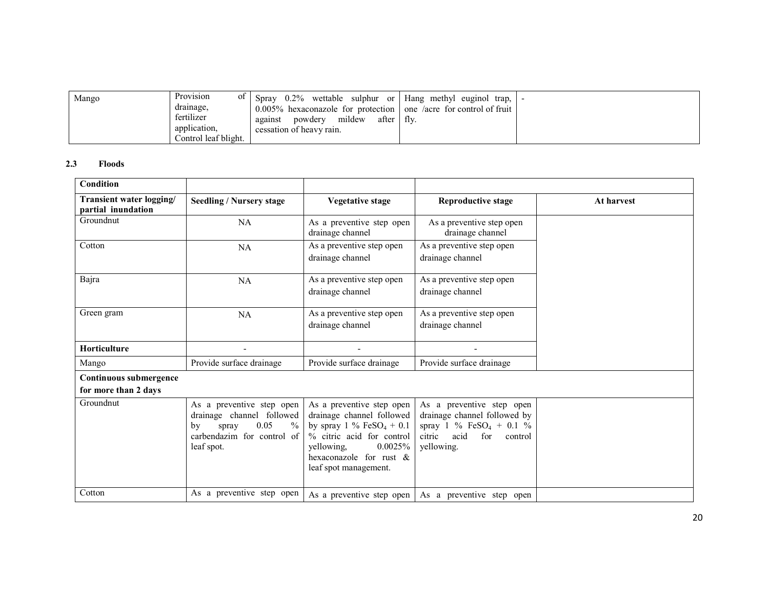| Mango | Provision of drainage, fertilizer application, Control leaf blight. | Spray 0.2% wettable sulphur or 0.005% hexaconazole for protection against powdery mildew after cessation of heavy rain. | Hang methyl euginol trap, one /acre for control of fruit fly. | - |
|---|---|---|---|---|

**2.3 Floods**

| **Condition** | | | | |
|---|---|---|---|---|
| **Transient water logging/ partial inundation** | **Seedling / Nursery stage** | **Vegetative stage** | **Reproductive stage** | **At harvest** |
| Groundnut | NA | As a preventive step open drainage channel | As a preventive step open drainage channel | |
| Cotton | NA | As a preventive step open drainage channel | As a preventive step open drainage channel | |
| Bajra | NA | As a preventive step open drainage channel | As a preventive step open drainage channel | |
| Green gram | NA | As a preventive step open drainage channel | As a preventive step open drainage channel | |
| **Horticulture** | - | - | - | |
| Mango | Provide surface drainage | Provide surface drainage | Provide surface drainage | |
| **Continuous submergence for more than 2 days** | | | | |
| Groundnut | As a preventive step open drainage channel followed by spray 0.05 % carbendazim for control of leaf spot. | As a preventive step open drainage channel followed by spray 1 % $FeSO_4$ + 0.1 % citric acid for control yellowing, 0.0025% hexaconazole for rust & leaf spot management. | As a preventive step open drainage channel followed by spray 1 % $FeSO_4$ + 0.1 % citric acid for control yellowing. | |
| Cotton | As a preventive step open | As a preventive step open | As a preventive step open | |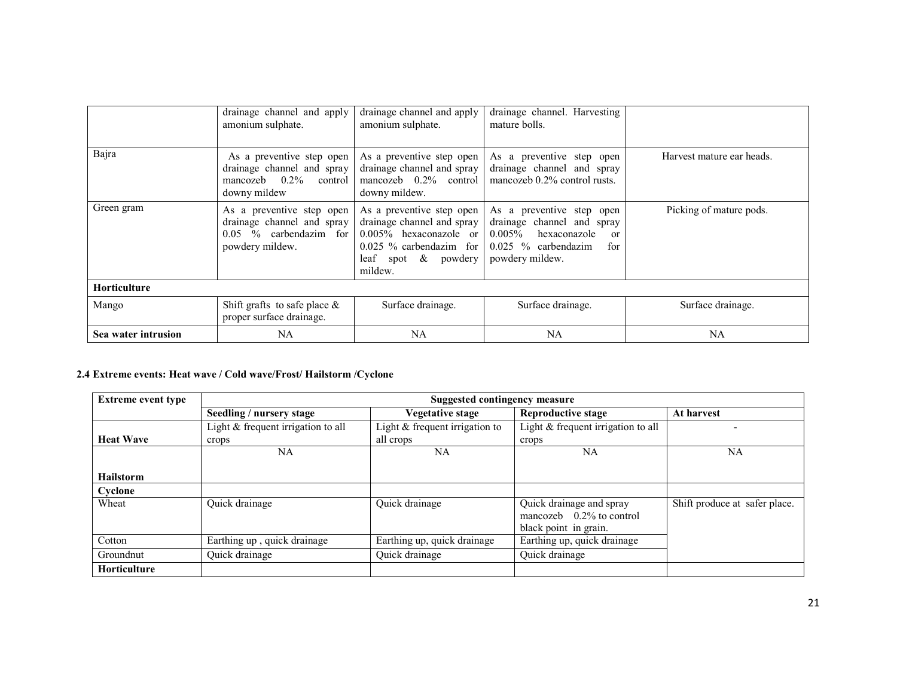| | | | | |
|---|---|---|---|---|
| | drainage channel and apply amonium sulphate. | drainage channel and apply amonium sulphate. | drainage channel. Harvesting mature bolls. | |
| Bajra | As a preventive step open drainage channel and spray mancozeb 0.2% control downy mildew | As a preventive step open drainage channel and spray mancozeb 0.2% control downy mildew. | As a preventive step open drainage channel and spray mancozeb 0.2% control rusts. | Harvest mature ear heads. |
| Green gram | As a preventive step open drainage channel and spray 0.05 % carbendazim for powdery mildew. | As a preventive step open drainage channel and spray 0.005% hexaconazole or 0.025 % carbendazim for leaf spot & powdery mildew. | As a preventive step open drainage channel and spray 0.005% hexaconazole or 0.025 % carbendazim for powdery mildew. | Picking of mature pods. |
| **Horticulture** | | | | |
| Mango | Shift grafts to safe place & proper surface drainage. | Surface drainage. | Surface drainage. | Surface drainage. |
| **Sea water intrusion** | NA | NA | NA | NA |

**2.4 Extreme events: Heat wave / Cold wave/Frost/ Hailstorm /Cyclone**

| Extreme event type | Suggested contingency measure | | | |
|---|---|---|---|---|
| | **Seedling / nursery stage** | **Vegetative stage** | **Reproductive stage** | **At harvest** |
| **Heat Wave** | Light & frequent irrigation to all crops | Light & frequent irrigation to all crops | Light & frequent irrigation to all crops | - |
| **Hailstorm** | NA | NA | NA | NA |
| **Cyclone** | | | | |
| Wheat | Quick drainage | Quick drainage | Quick drainage and spray mancozeb 0.2% to control black point in grain. | Shift produce at safer place. |
| Cotton | Earthing up , quick drainage | Earthing up, quick drainage | Earthing up, quick drainage | |
| Groundnut | Quick drainage | Quick drainage | Quick drainage | |
| **Horticulture** | | | | |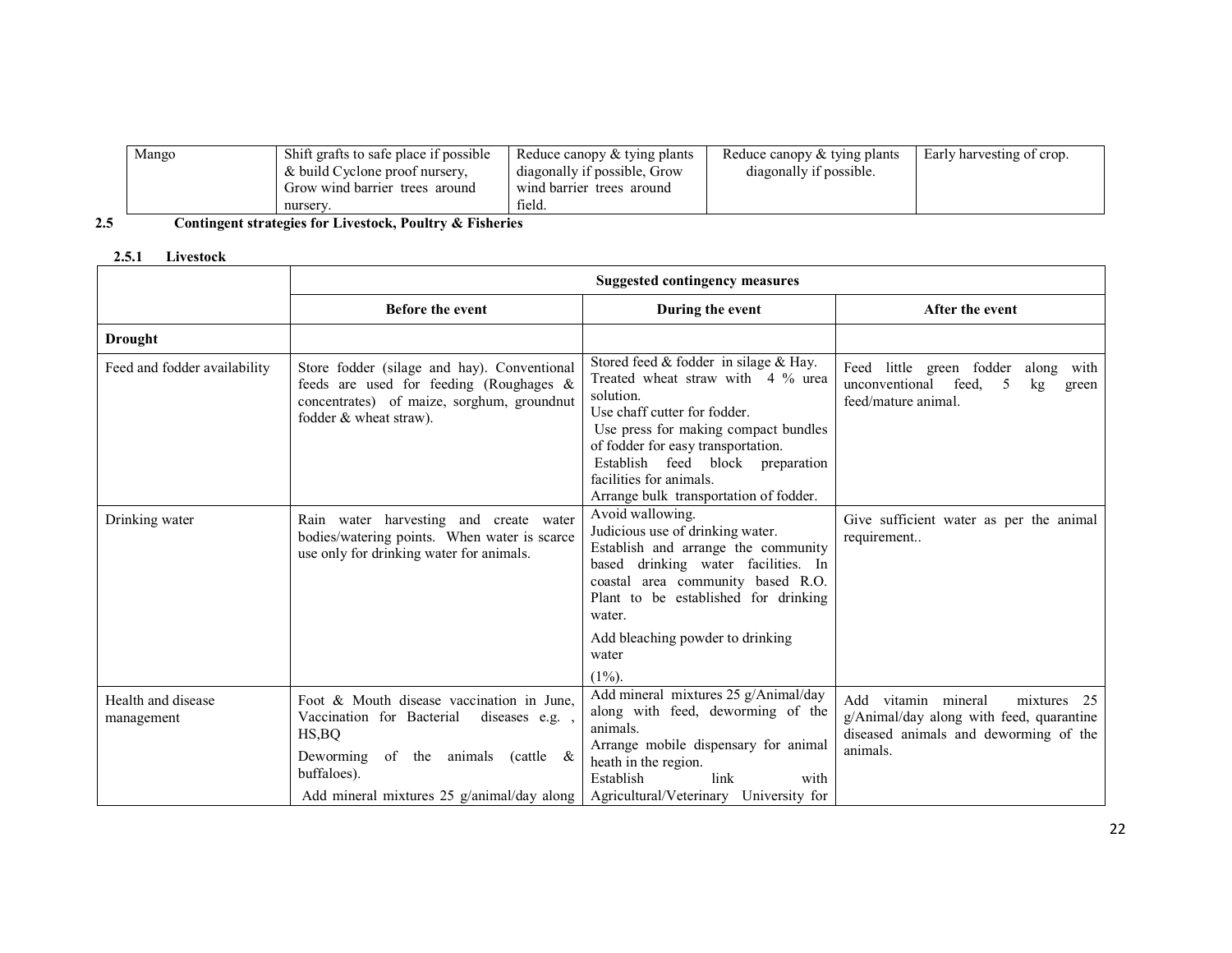| Mango | Shift grafts to safe place if possible & build Cyclone proof nursery, Grow wind barrier trees around nursery. | Reduce canopy & tying plants diagonally if possible, Grow wind barrier trees around field. | Reduce canopy & tying plants diagonally if possible. | Early harvesting of crop. |
|---|---|---|---|---|

### 2.5 Contingent strategies for Livestock, Poultry & Fisheries

#### 2.5.1 Livestock

| | Suggested contingency measures | | |
|---|---|---|---|
| | **Before the event** | **During the event** | **After the event** |
| **Drought** | | | |
| Feed and fodder availability | Store fodder (silage and hay). Conventional feeds are used for feeding (Roughages & concentrates) of maize, sorghum, groundnut fodder & wheat straw). | Stored feed & fodder in silage & Hay. Treated wheat straw with 4 % urea solution.<br>Use chaff cutter for fodder.<br>Use press for making compact bundles of fodder for easy transportation.<br>Establish feed block preparation facilities for animals.<br>Arrange bulk transportation of fodder. | Feed little green fodder along with unconventional feed, 5 kg green feed/mature animal. |
| Drinking water | Rain water harvesting and create water bodies/watering points. When water is scarce use only for drinking water for animals. | Avoid wallowing.<br>Judicious use of drinking water.<br>Establish and arrange the community based drinking water facilities. In coastal area community based R.O. Plant to be established for drinking water.<br>Add bleaching powder to drinking water (1%). | Give sufficient water as per the animal requirement.. |
| Health and disease management | Foot & Mouth disease vaccination in June, Vaccination for Bacterial diseases e.g. , HS,BQ<br>Deworming of the animals (cattle & buffaloes).<br>Add mineral mixtures 25 g/animal/day along | Add mineral mixtures 25 g/Animal/day along with feed, deworming of the animals.<br>Arrange mobile dispensary for animal heath in the region.<br>Establish link with Agricultural/Veterinary University for | Add vitamin mineral mixtures 25 g/Animal/day along with feed, quarantine diseased animals and deworming of the animals. |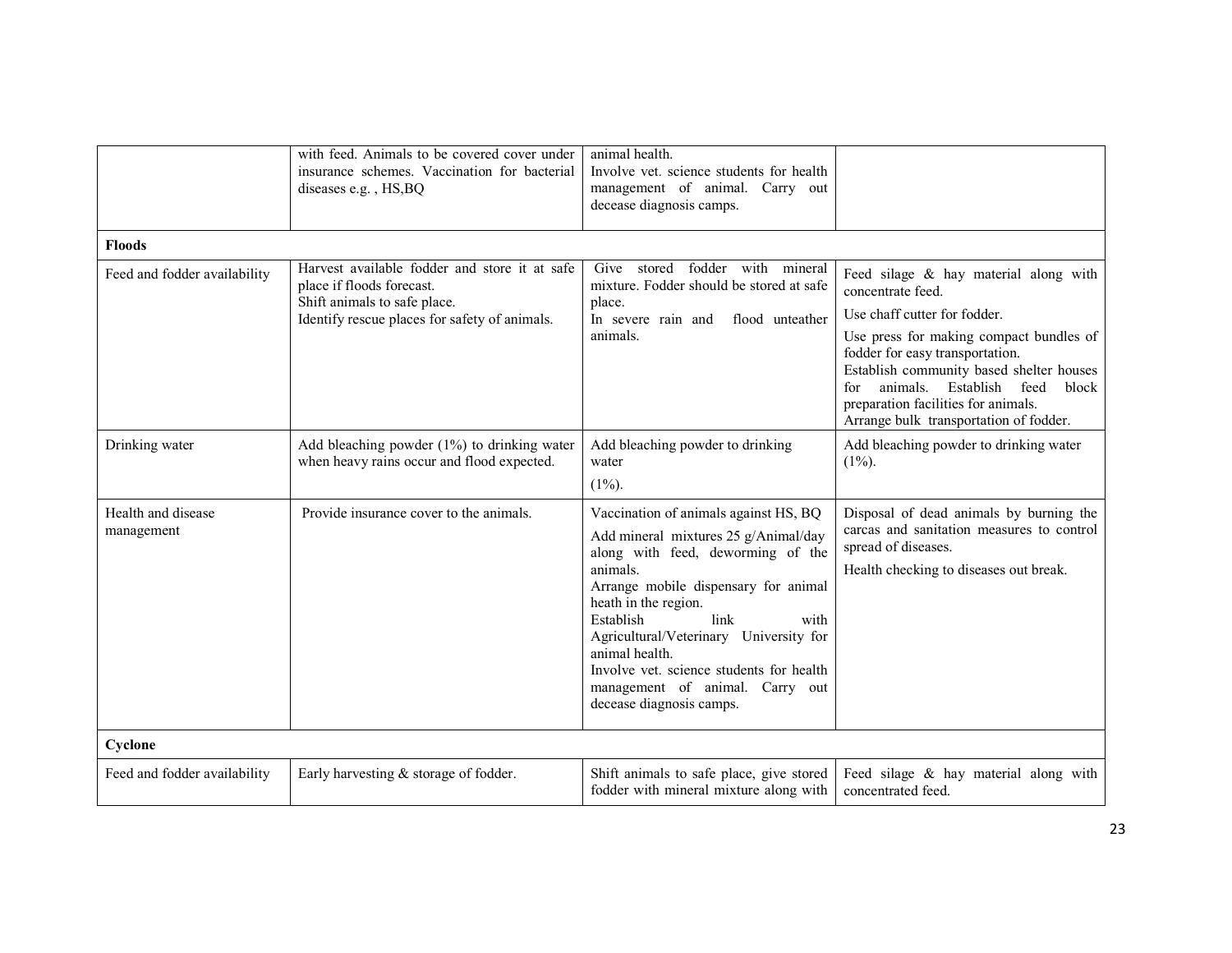|  |  |  |  |
|---|---|---|---|
|  | with feed. Animals to be covered cover under insurance schemes. Vaccination for bacterial diseases e.g. , HS,BQ | animal health.<br>Involve vet. science students for health management of animal. Carry out decease diagnosis camps. |  |
| **Floods** |  |  |  |
| Feed and fodder availability | Harvest available fodder and store it at safe place if floods forecast.<br>Shift animals to safe place.<br>Identify rescue places for safety of animals. | Give stored fodder with mineral mixture. Fodder should be stored at safe place.<br>In severe rain and flood unteather animals. | Feed silage & hay material along with concentrate feed.<br>Use chaff cutter for fodder.<br>Use press for making compact bundles of fodder for easy transportation.<br>Establish community based shelter houses for animals. Establish feed block preparation facilities for animals.<br>Arrange bulk transportation of fodder. |
| Drinking water | Add bleaching powder (1%) to drinking water when heavy rains occur and flood expected. | Add bleaching powder to drinking water<br>(1%). | Add bleaching powder to drinking water (1%). |
| Health and disease management | Provide insurance cover to the animals. | Vaccination of animals against HS, BQ<br>Add mineral mixtures 25 g/Animal/day along with feed, deworming of the animals.<br>Arrange mobile dispensary for animal heath in the region.<br>Establish link with Agricultural/Veterinary University for animal health.<br>Involve vet. science students for health management of animal. Carry out decease diagnosis camps. | Disposal of dead animals by burning the carcas and sanitation measures to control spread of diseases.<br>Health checking to diseases out break. |
| **Cyclone** |  |  |  |
| Feed and fodder availability | Early harvesting & storage of fodder. | Shift animals to safe place, give stored fodder with mineral mixture along with | Feed silage & hay material along with concentrated feed. |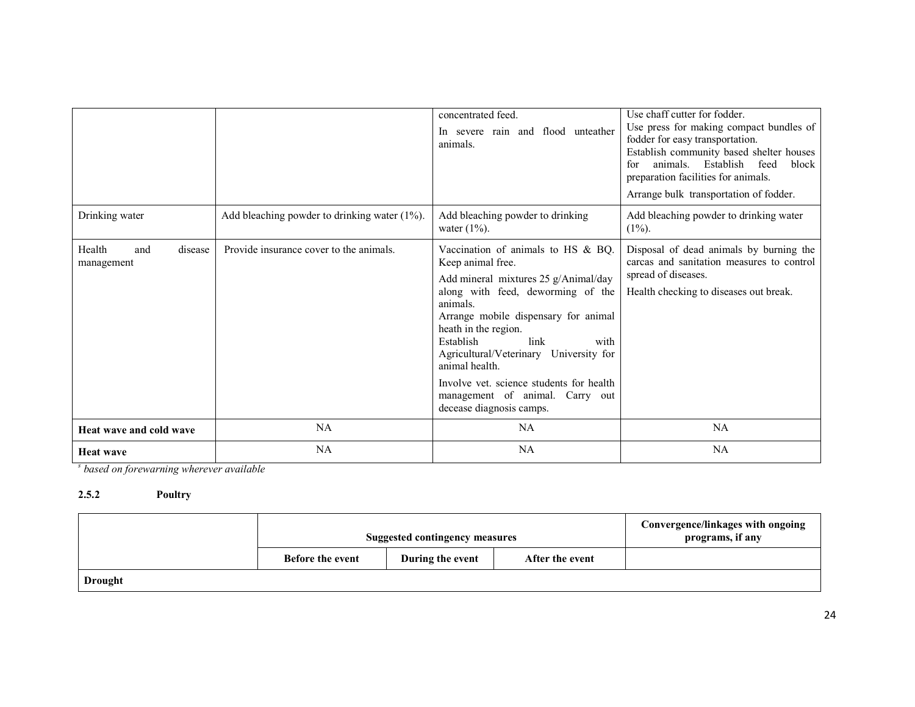| | | | |
|---|---|---|---|
| | | concentrated feed.<br>In severe rain and flood unteather animals. | Use chaff cutter for fodder.<br>Use press for making compact bundles of fodder for easy transportation.<br>Establish community based shelter houses for animals. Establish feed block preparation facilities for animals.<br>Arrange bulk transportation of fodder. |
| Drinking water | Add bleaching powder to drinking water (1%). | Add bleaching powder to drinking water (1%). | Add bleaching powder to drinking water (1%). |
| Health and disease management | Provide insurance cover to the animals. | Vaccination of animals to HS & BQ. Keep animal free.<br>Add mineral mixtures 25 g/Animal/day along with feed, deworming of the animals.<br>Arrange mobile dispensary for animal heath in the region.<br>Establish link with Agricultural/Veterinary University for animal health.<br>Involve vet. science students for health management of animal. Carry out decease diagnosis camps. | Disposal of dead animals by burning the carcas and sanitation measures to control spread of diseases.<br>Health checking to diseases out break. |
| **Heat wave and cold wave** | NA | NA | NA |
| **Heat wave** | NA | NA | NA |

[s] *based on forewarning wherever available*

### 2.5.2 Poultry

| | Suggested contingency measures | | | Convergence/linkages with ongoing programs, if any |
|---|---|---|---|---|
| | **Before the event** | **During the event** | **After the event** | |
| **Drought** | | | | |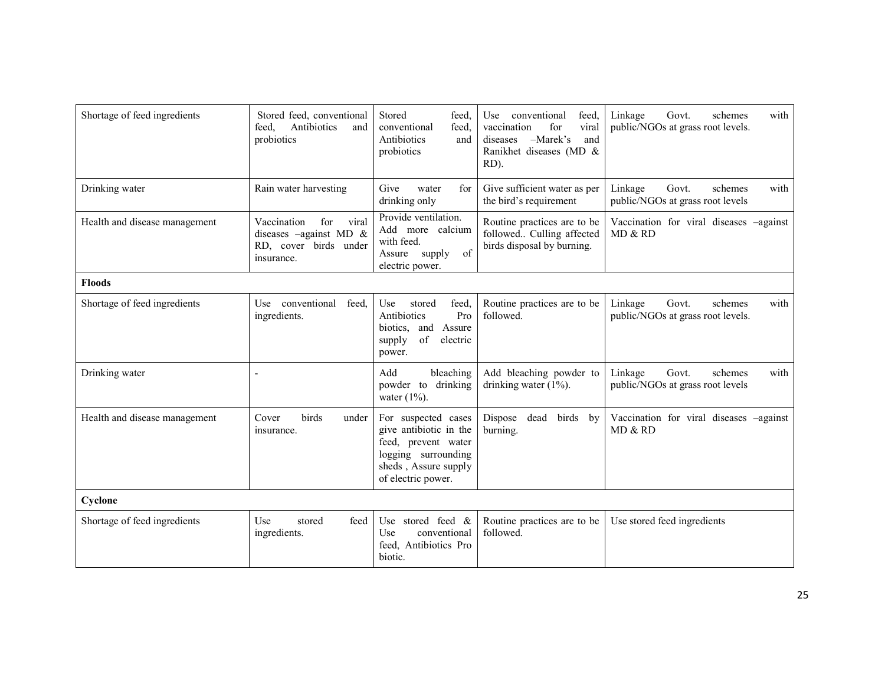| | | | | |
|---|---|---|---|---|
| Shortage of feed ingredients | Stored feed, conventional feed, Antibiotics and probiotics | Stored feed, conventional feed, Antibiotics and probiotics | Use conventional feed, vaccination for viral diseases –Marek's and Ranikhet diseases (MD & RD). | Linkage Govt. schemes with public/NGOs at grass root levels. |
| Drinking water | Rain water harvesting | Give water for drinking only | Give sufficient water as per the bird's requirement | Linkage Govt. schemes with public/NGOs at grass root levels |
| Health and disease management | Vaccination for viral diseases –against MD & RD, cover birds under insurance. | Provide ventilation. Add more calcium with feed. Assure supply of electric power. | Routine practices are to be followed.. Culling affected birds disposal by burning. | Vaccination for viral diseases –against MD & RD |
| **Floods** | | | | |
| Shortage of feed ingredients | Use conventional feed, ingredients. | Use stored feed, Antibiotics Pro biotics, and Assure supply of electric power. | Routine practices are to be followed. | Linkage Govt. schemes with public/NGOs at grass root levels. |
| Drinking water | - | Add bleaching powder to drinking water (1%). | Add bleaching powder to drinking water (1%). | Linkage Govt. schemes with public/NGOs at grass root levels |
| Health and disease management | Cover birds under insurance. | For suspected cases give antibiotic in the feed, prevent water logging surrounding sheds , Assure supply of electric power. | Dispose dead birds by burning. | Vaccination for viral diseases –against MD & RD |
| **Cyclone** | | | | |
| Shortage of feed ingredients | Use stored feed ingredients. | Use stored feed & Use conventional feed, Antibiotics Pro biotic. | Routine practices are to be followed. | Use stored feed ingredients |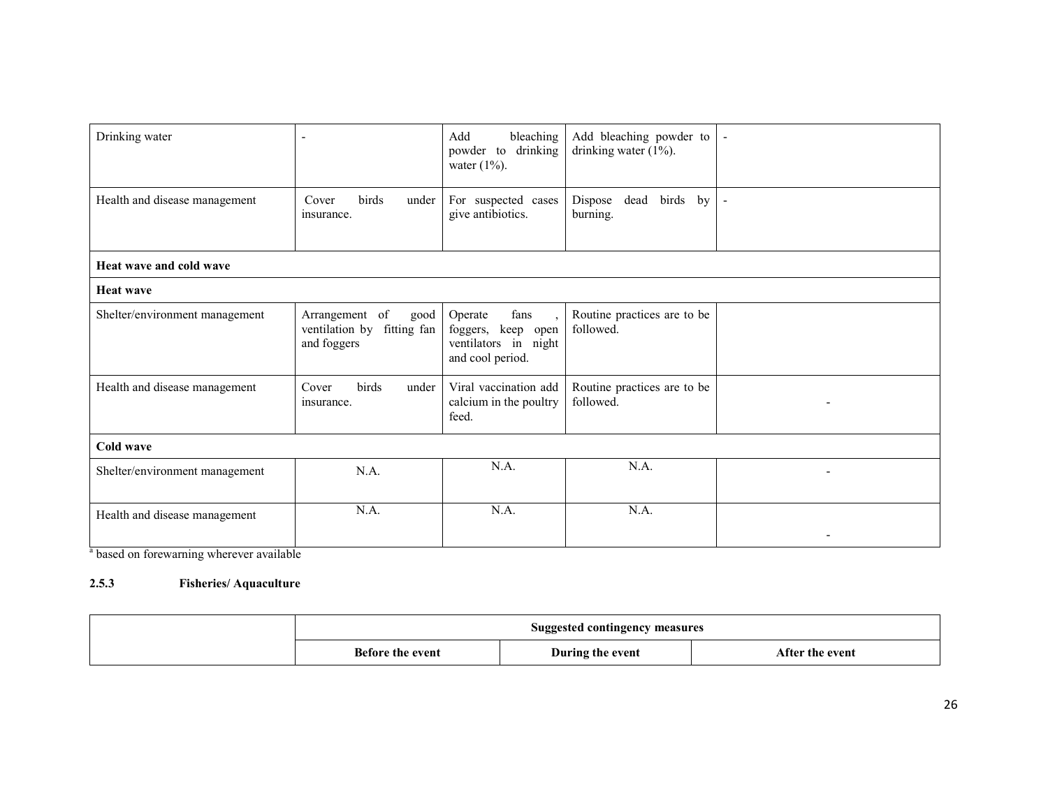| | | | | |
|---|---|---|---|---|
| Drinking water | - | Add bleaching powder to drinking water (1%). | Add bleaching powder to drinking water (1%). | - |
| Health and disease management | Cover birds under insurance. | For suspected cases give antibiotics. | Dispose dead birds by burning. | - |
| **Heat wave and cold wave** | | | | |
| **Heat wave** | | | | |
| Shelter/environment management | Arrangement of good ventilation by fitting fan and foggers | Operate fans , foggers, keep open ventilators in night and cool period. | Routine practices are to be followed. | |
| Health and disease management | Cover birds under insurance. | Viral vaccination add calcium in the poultry feed. | Routine practices are to be followed. | - |
| **Cold wave** | | | | |
| Shelter/environment management | N.A. | N.A. | N.A. | - |
| Health and disease management | N.A. | N.A. | N.A. | - |

[a] based on forewarning wherever available

### 2.5.3 Fisheries/ Aquaculture

| | Suggested contingency measures | | |
|---|---|---|---|
| | **Before the event** | **During the event** | **After the event** |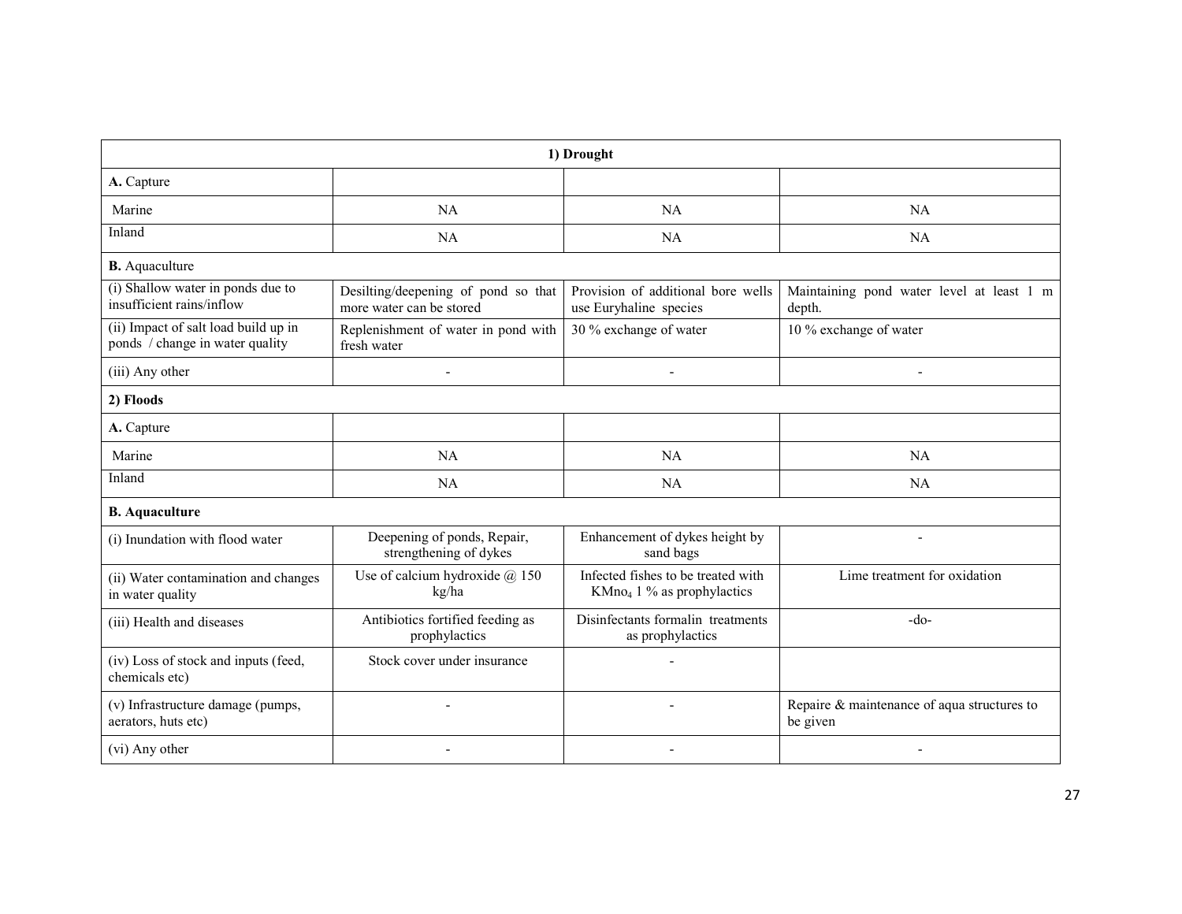| 1) Drought | | | |
|---|---|---|---|
| **A.** Capture | | | |
| Marine | NA | NA | NA |
| Inland | NA | NA | NA |
| **B.** Aquaculture | | | |
| (i) Shallow water in ponds due to insufficient rains/inflow | Desilting/deepening of pond so that more water can be stored | Provision of additional bore wells use Euryhaline species | Maintaining pond water level at least 1 m depth. |
| (ii) Impact of salt load build up in ponds / change in water quality | Replenishment of water in pond with fresh water | 30 % exchange of water | 10 % exchange of water |
| (iii) Any other | - | - | - |
| **2) Floods** | | | |
| **A.** Capture | | | |
| Marine | NA | NA | NA |
| Inland | NA | NA | NA |
| **B. Aquaculture** | | | |
| (i) Inundation with flood water | Deepening of ponds, Repair, strengthening of dykes | Enhancement of dykes height by sand bags | - |
| (ii) Water contamination and changes in water quality | Use of calcium hydroxide @ 150 kg/ha | Infected fishes to be treated with $KMno_4$ 1 % as prophylactics | Lime treatment for oxidation |
| (iii) Health and diseases | Antibiotics fortified feeding as prophylactics | Disinfectants formalin treatments as prophylactics | -do- |
| (iv) Loss of stock and inputs (feed, chemicals etc) | Stock cover under insurance | - | |
| (v) Infrastructure damage (pumps, aerators, huts etc) | - | - | Repaire & maintenance of aqua structures to be given |
| (vi) Any other | - | - | - |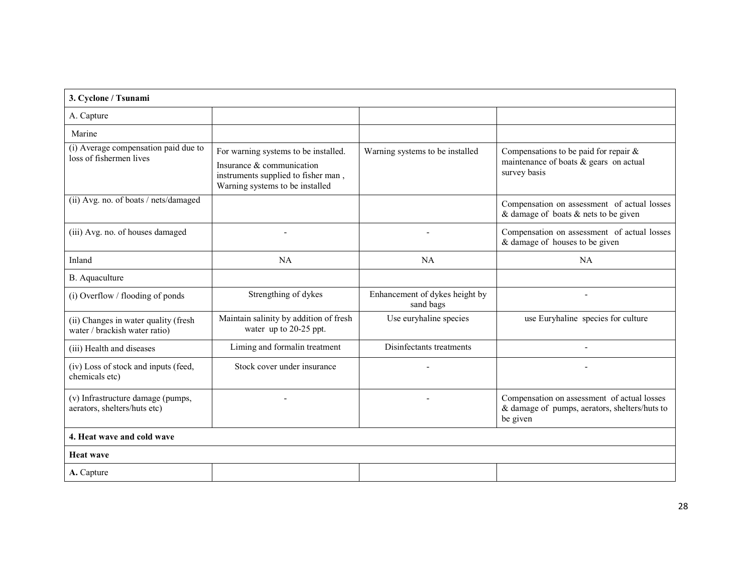| 3. Cyclone / Tsunami | | | |
|---|---|---|---|
| A. Capture | | | |
| Marine | | | |
| (i) Average compensation paid due to loss of fishermen lives | For warning systems to be installed. Insurance & communication instruments supplied to fisher man , Warning systems to be installed | Warning systems to be installed | Compensations to be paid for repair & maintenance of boats & gears on actual survey basis |
| (ii) Avg. no. of boats / nets/damaged | | | Compensation on assessment of actual losses & damage of boats & nets to be given |
| (iii) Avg. no. of houses damaged | - | - | Compensation on assessment of actual losses & damage of houses to be given |
| Inland | NA | NA | NA |
| B. Aquaculture | | | |
| (i) Overflow / flooding of ponds | Strengthing of dykes | Enhancement of dykes height by sand bags | - |
| (ii) Changes in water quality (fresh water / brackish water ratio) | Maintain salinity by addition of fresh water up to 20-25 ppt. | Use euryhaline species | use Euryhaline species for culture |
| (iii) Health and diseases | Liming and formalin treatment | Disinfectants treatments | - |
| (iv) Loss of stock and inputs (feed, chemicals etc) | Stock cover under insurance | - | - |
| (v) Infrastructure damage (pumps, aerators, shelters/huts etc) | - | - | Compensation on assessment of actual losses & damage of pumps, aerators, shelters/huts to be given |
| **4. Heat wave and cold wave** | | | |
| **Heat wave** | | | |
| **A.** Capture | | | |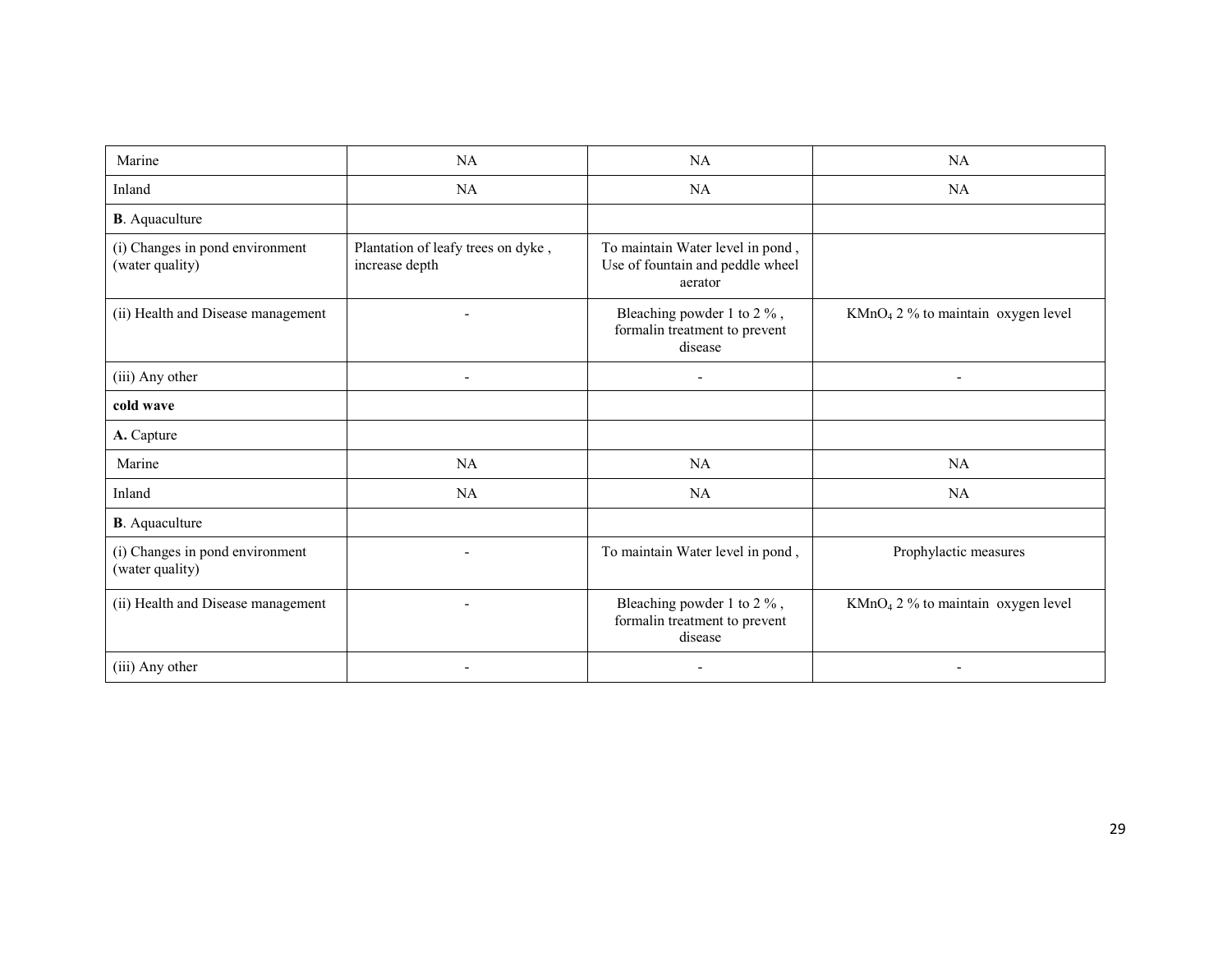| | | | |
|---|---|---|---|
| Marine | NA | NA | NA |
| Inland | NA | NA | NA |
| **B**. Aquaculture | | | |
| (i) Changes in pond environment (water quality) | Plantation of leafy trees on dyke , increase depth | To maintain Water level in pond , Use of fountain and peddle wheel aerator | |
| (ii) Health and Disease management | - | Bleaching powder 1 to 2 % , formalin treatment to prevent disease | $KMnO_4$ 2 % to maintain oxygen level |
| (iii) Any other | - | - | - |
| **cold wave** | | | |
| **A.** Capture | | | |
| Marine | NA | NA | NA |
| Inland | NA | NA | NA |
| **B**. Aquaculture | | | |
| (i) Changes in pond environment (water quality) | - | To maintain Water level in pond , | Prophylactic measures |
| (ii) Health and Disease management | - | Bleaching powder 1 to 2 % , formalin treatment to prevent disease | $KMnO_4$ 2 % to maintain oxygen level |
| (iii) Any other | - | - | - |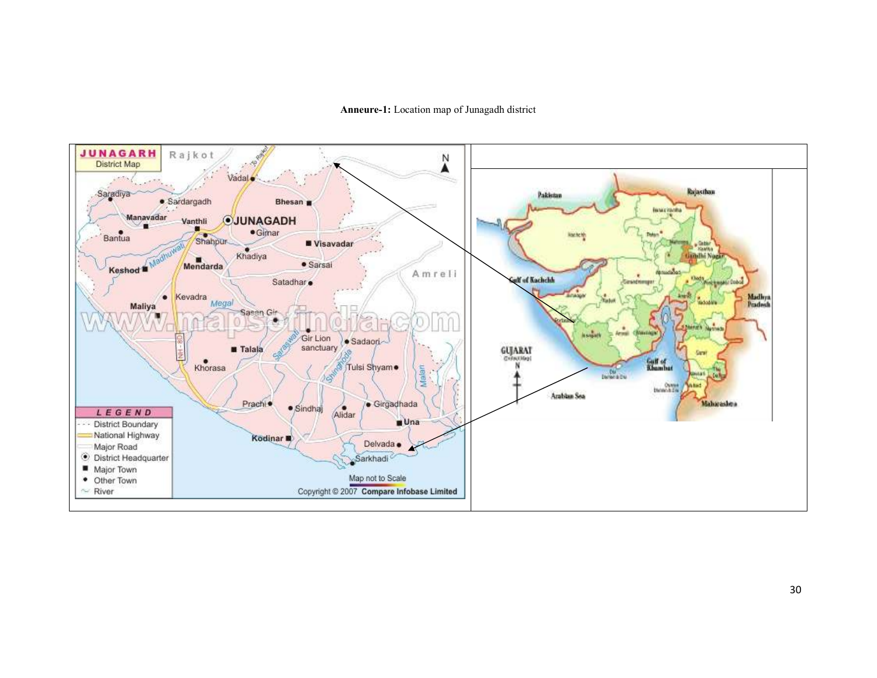**Anneure-1:** Location map of Junagadh district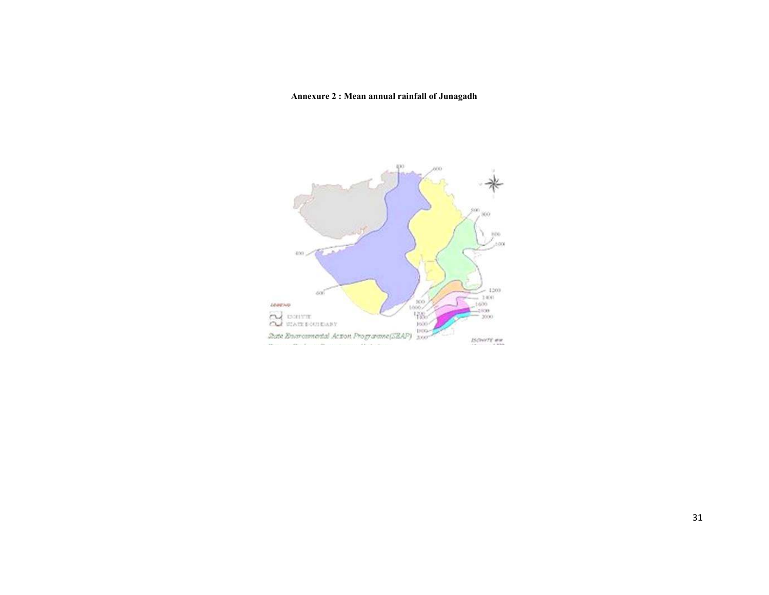**Annexure 2 : Mean annual rainfall of Junagadh**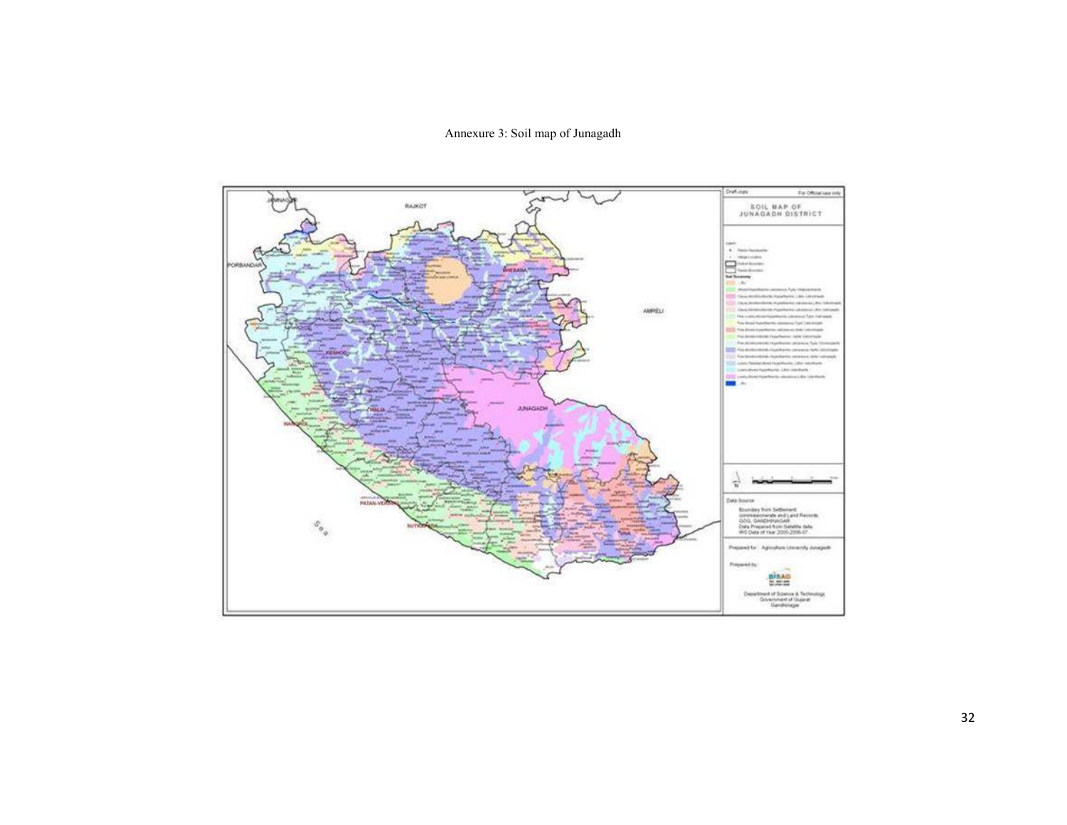Annexure 3: Soil map of Junagadh

Draft copy

For Official use only

SOIL MAP OF JUNAGADH DISTRICT

JAMNAGAR

RAJKOT

PORBANDAR

BHESANA

AMRELI

KESHOD

JUNAGADH

MALIA

MANGROL

PATAN-VERAVAL

SUTRAPADA

Sea

Data Source

Boundary from Settlement commissionerate and Land Records, GOG, GANDHINAGAR

Data Prepared from Satellite data, IRS Data of Year 2005-2006-07

Prepared for: Agriculture University Junagadh

Prepared by:

BISAG

Department of Science & Technology
Government of Gujarat
Gandhinagar